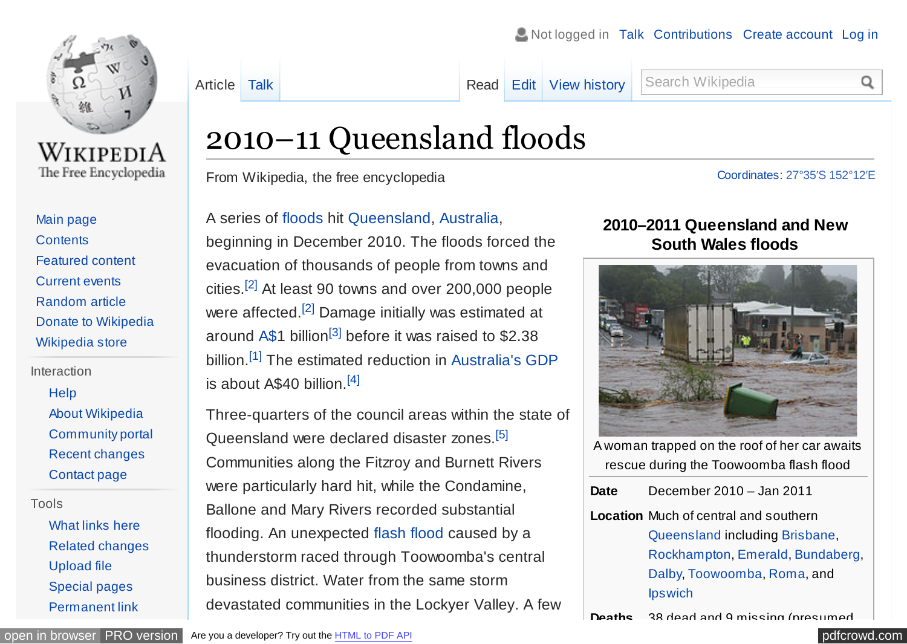# 2010–11 Queensland floods

From Wikipedia, the free encyclopedia

Coordinates: 27°35′S 152°12′E

A series of floods hit Queensland, Australia, beginning in December 2010. The floods forced the evacuation of thousands of people from towns and cities.[2] At least 90 towns and over 200,000 people were affected.[2] Damage initially was estimated at around A$1 billion[3] before it was raised to $2.38 billion.[1] The estimated reduction in Australia's GDP is about A$40 billion.[4]

Three-quarters of the council areas within the state of Queensland were declared disaster zones.[5] Communities along the Fitzroy and Burnett Rivers were particularly hard hit, while the Condamine, Ballone and Mary Rivers recorded substantial flooding. An unexpected flash flood caused by a thunderstorm raced through Toowoomba's central business district. Water from the same storm devastated communities in the Lockyer Valley. A few

**2010–2011 Queensland and New South Wales floods**

A woman trapped on the roof of her car awaits rescue during the Toowoomba flash flood

| | |
|---|---|
| **Date** | December 2010 – Jan 2011 |
| **Location** | Much of central and southern Queensland including Brisbane, Rockhampton, Emerald, Bundaberg, Dalby, Toowoomba, Roma, and Ipswich |
| **Deaths** | 38 dead and 9 missing (presumed |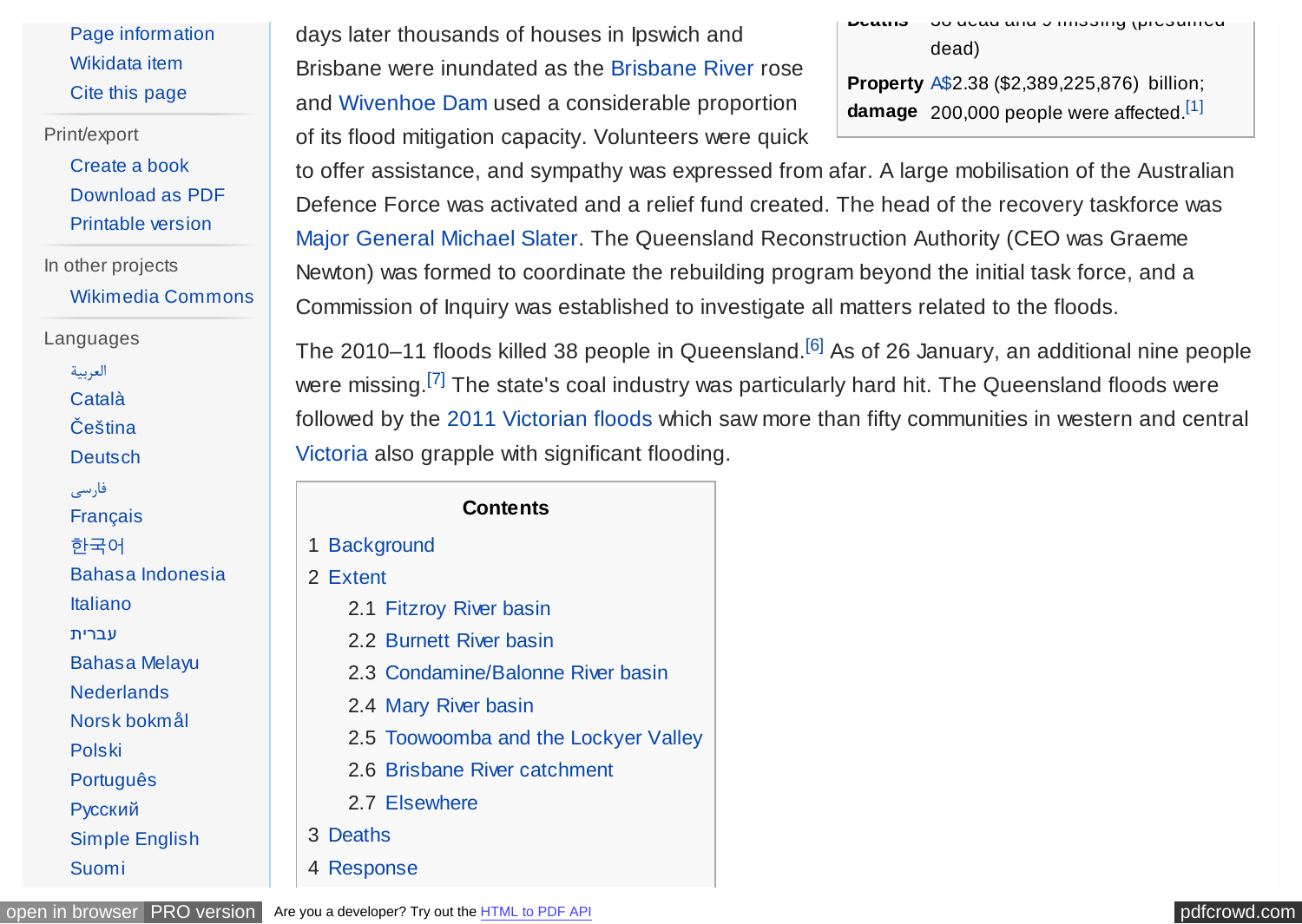days later thousands of houses in Ipswich and Brisbane were inundated as the Brisbane River rose and Wivenhoe Dam used a considerable proportion of its flood mitigation capacity. Volunteers were quick to offer assistance, and sympathy was expressed from afar. A large mobilisation of the Australian Defence Force was activated and a relief fund created. The head of the recovery taskforce was Major General Michael Slater. The Queensland Reconstruction Authority (CEO was Graeme Newton) was formed to coordinate the rebuilding program beyond the initial task force, and a Commission of Inquiry was established to investigate all matters related to the floods.

| | |
|---|---|
| **Deaths** | 38 dead and 9 missing (presumed dead) |
| **Property damage** | A$2.38 ($2,389,225,876) billion; 200,000 people were affected.[1] |

The 2010–11 floods killed 38 people in Queensland.[6] As of 26 January, an additional nine people were missing.[7] The state's coal industry was particularly hard hit. The Queensland floods were followed by the 2011 Victorian floods which saw more than fifty communities in western and central Victoria also grapple with significant flooding.

**Contents**

1 Background
2 Extent
  2.1 Fitzroy River basin
  2.2 Burnett River basin
  2.3 Condamine/Balonne River basin
  2.4 Mary River basin
  2.5 Toowoomba and the Lockyer Valley
  2.6 Brisbane River catchment
  2.7 Elsewhere
3 Deaths
4 Response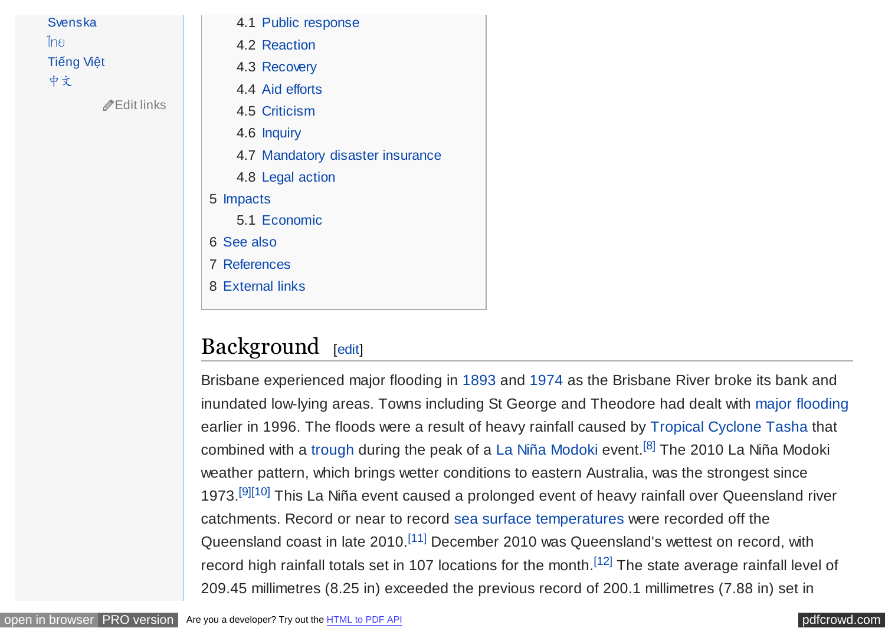Svenska
ไทย
Tiếng Việt
中文

Edit links

- 4.1 Public response
- 4.2 Reaction
- 4.3 Recovery
- 4.4 Aid efforts
- 4.5 Criticism
- 4.6 Inquiry
- 4.7 Mandatory disaster insurance
- 4.8 Legal action

5 Impacts
- 5.1 Economic

6 See also

7 References

8 External links

## Background [edit]

Brisbane experienced major flooding in 1893 and 1974 as the Brisbane River broke its bank and inundated low-lying areas. Towns including St George and Theodore had dealt with major flooding earlier in 1996. The floods were a result of heavy rainfall caused by Tropical Cyclone Tasha that combined with a trough during the peak of a La Niña Modoki event.[8] The 2010 La Niña Modoki weather pattern, which brings wetter conditions to eastern Australia, was the strongest since 1973.[9][10] This La Niña event caused a prolonged event of heavy rainfall over Queensland river catchments. Record or near to record sea surface temperatures were recorded off the Queensland coast in late 2010.[11] December 2010 was Queensland's wettest on record, with record high rainfall totals set in 107 locations for the month.[12] The state average rainfall level of 209.45 millimetres (8.25 in) exceeded the previous record of 200.1 millimetres (7.88 in) set in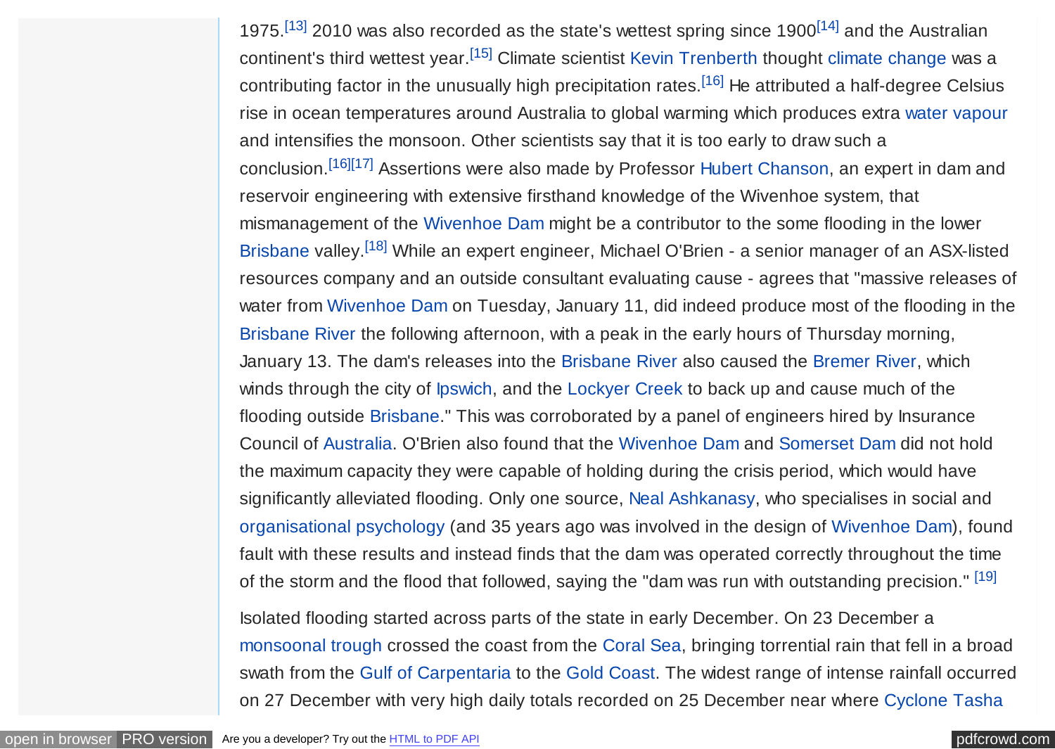1975.[13] 2010 was also recorded as the state's wettest spring since 1900[14] and the Australian continent's third wettest year.[15] Climate scientist Kevin Trenberth thought climate change was a contributing factor in the unusually high precipitation rates.[16] He attributed a half-degree Celsius rise in ocean temperatures around Australia to global warming which produces extra water vapour and intensifies the monsoon. Other scientists say that it is too early to draw such a conclusion.[16][17] Assertions were also made by Professor Hubert Chanson, an expert in dam and reservoir engineering with extensive firsthand knowledge of the Wivenhoe system, that mismanagement of the Wivenhoe Dam might be a contributor to the some flooding in the lower Brisbane valley.[18] While an expert engineer, Michael O'Brien - a senior manager of an ASX-listed resources company and an outside consultant evaluating cause - agrees that "massive releases of water from Wivenhoe Dam on Tuesday, January 11, did indeed produce most of the flooding in the Brisbane River the following afternoon, with a peak in the early hours of Thursday morning, January 13. The dam's releases into the Brisbane River also caused the Bremer River, which winds through the city of Ipswich, and the Lockyer Creek to back up and cause much of the flooding outside Brisbane." This was corroborated by a panel of engineers hired by Insurance Council of Australia. O'Brien also found that the Wivenhoe Dam and Somerset Dam did not hold the maximum capacity they were capable of holding during the crisis period, which would have significantly alleviated flooding. Only one source, Neal Ashkanasy, who specialises in social and organisational psychology (and 35 years ago was involved in the design of Wivenhoe Dam), found fault with these results and instead finds that the dam was operated correctly throughout the time of the storm and the flood that followed, saying the "dam was run with outstanding precision." [19]

Isolated flooding started across parts of the state in early December. On 23 December a monsoonal trough crossed the coast from the Coral Sea, bringing torrential rain that fell in a broad swath from the Gulf of Carpentaria to the Gold Coast. The widest range of intense rainfall occurred on 27 December with very high daily totals recorded on 25 December near where Cyclone Tasha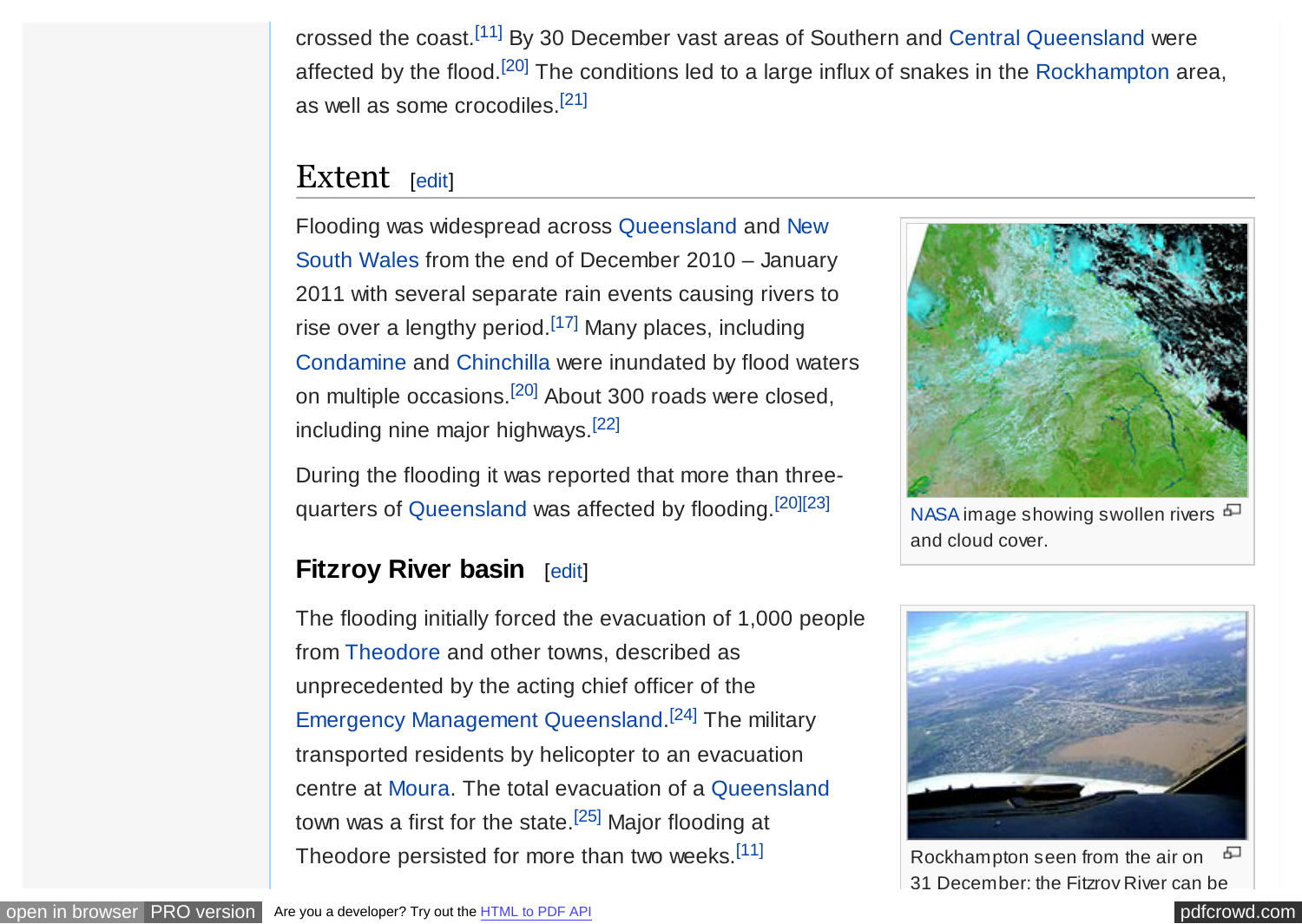crossed the coast.[11] By 30 December vast areas of Southern and Central Queensland were affected by the flood.[20] The conditions led to a large influx of snakes in the Rockhampton area, as well as some crocodiles.[21]

## Extent [edit]

Flooding was widespread across Queensland and New South Wales from the end of December 2010 – January 2011 with several separate rain events causing rivers to rise over a lengthy period.[17] Many places, including Condamine and Chinchilla were inundated by flood waters on multiple occasions.[20] About 300 roads were closed, including nine major highways.[22]

During the flooding it was reported that more than three-quarters of Queensland was affected by flooding.[20][23]

NASA image showing swollen rivers and cloud cover.

### Fitzroy River basin [edit]

The flooding initially forced the evacuation of 1,000 people from Theodore and other towns, described as unprecedented by the acting chief officer of the Emergency Management Queensland.[24] The military transported residents by helicopter to an evacuation centre at Moura. The total evacuation of a Queensland town was a first for the state.[25] Major flooding at Theodore persisted for more than two weeks.[11]

Rockhampton seen from the air on 31 December: the Fitzroy River can be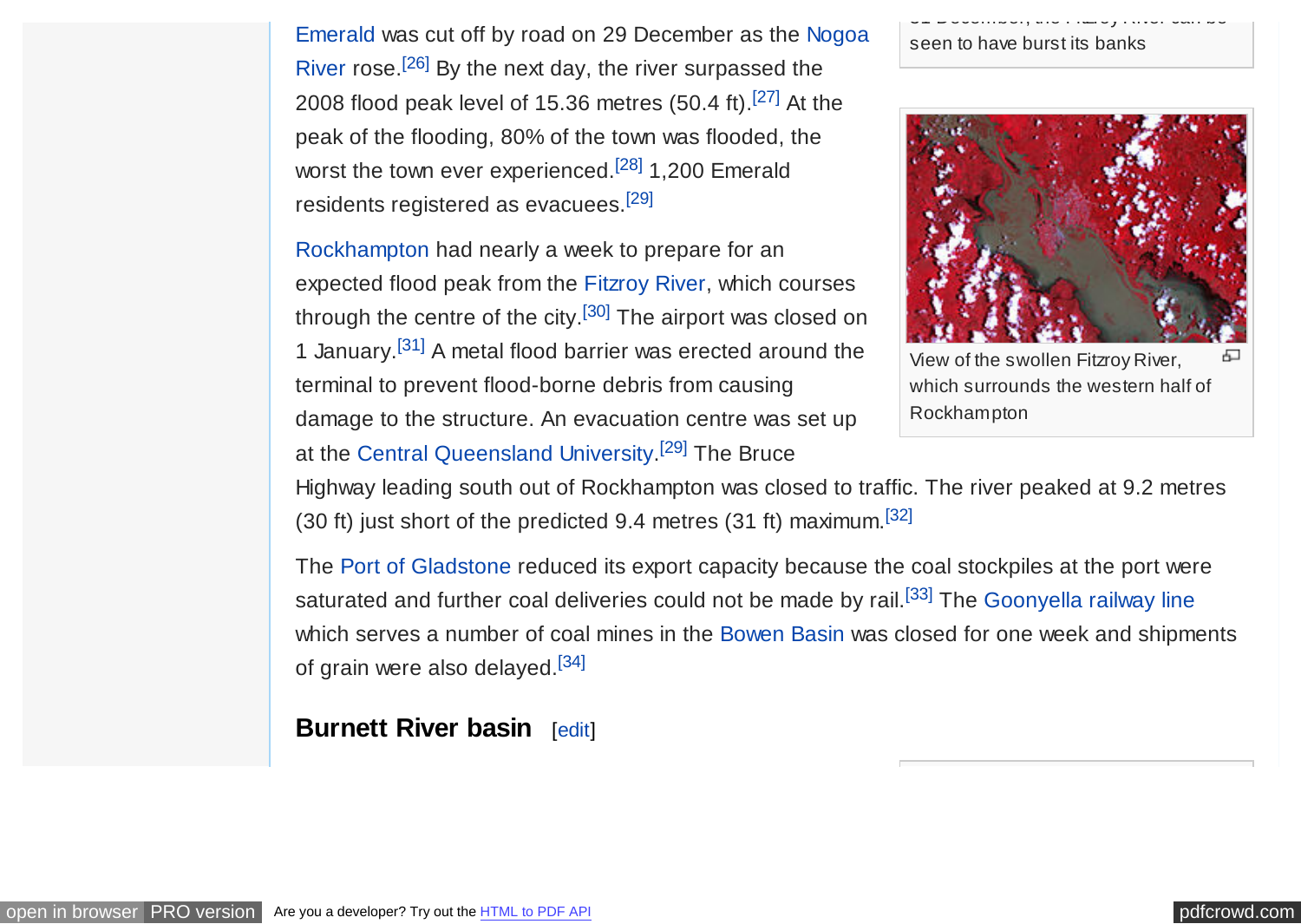seen to have burst its banks

Emerald was cut off by road on 29 December as the Nogoa River rose.[26] By the next day, the river surpassed the 2008 flood peak level of 15.36 metres (50.4 ft).[27] At the peak of the flooding, 80% of the town was flooded, the worst the town ever experienced.[28] 1,200 Emerald residents registered as evacuees.[29]

View of the swollen Fitzroy River, which surrounds the western half of Rockhampton

Rockhampton had nearly a week to prepare for an expected flood peak from the Fitzroy River, which courses through the centre of the city.[30] The airport was closed on 1 January.[31] A metal flood barrier was erected around the terminal to prevent flood-borne debris from causing damage to the structure. An evacuation centre was set up at the Central Queensland University.[29] The Bruce Highway leading south out of Rockhampton was closed to traffic. The river peaked at 9.2 metres (30 ft) just short of the predicted 9.4 metres (31 ft) maximum.[32]

The Port of Gladstone reduced its export capacity because the coal stockpiles at the port were saturated and further coal deliveries could not be made by rail.[33] The Goonyella railway line which serves a number of coal mines in the Bowen Basin was closed for one week and shipments of grain were also delayed.[34]

## Burnett River basin [edit]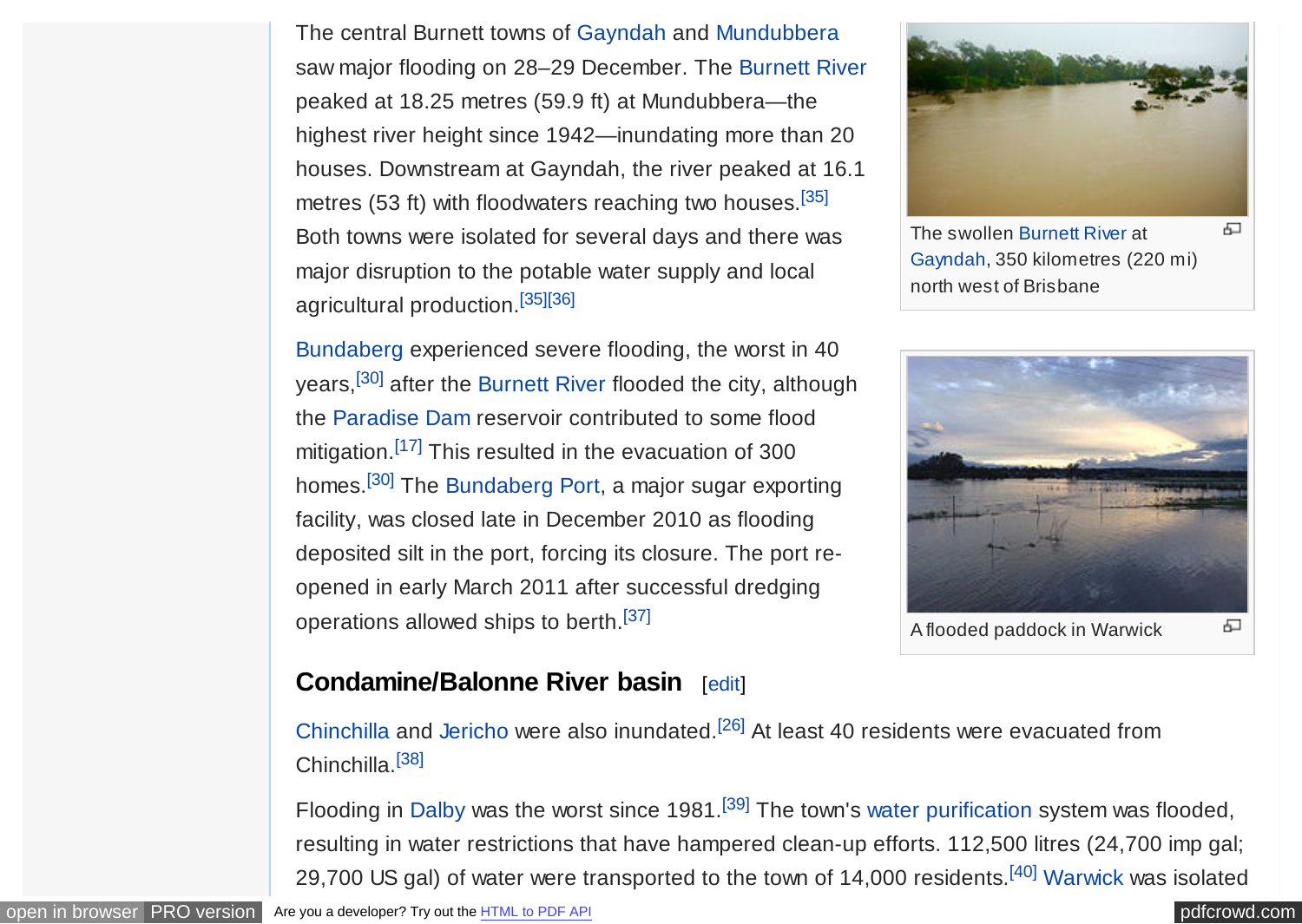The central Burnett towns of Gayndah and Mundubbera saw major flooding on 28–29 December. The Burnett River peaked at 18.25 metres (59.9 ft) at Mundubbera—the highest river height since 1942—inundating more than 20 houses. Downstream at Gayndah, the river peaked at 16.1 metres (53 ft) with floodwaters reaching two houses.[35] Both towns were isolated for several days and there was major disruption to the potable water supply and local agricultural production.[35][36]

The swollen Burnett River at Gayndah, 350 kilometres (220 mi) north west of Brisbane

Bundaberg experienced severe flooding, the worst in 40 years,[30] after the Burnett River flooded the city, although the Paradise Dam reservoir contributed to some flood mitigation.[17] This resulted in the evacuation of 300 homes.[30] The Bundaberg Port, a major sugar exporting facility, was closed late in December 2010 as flooding deposited silt in the port, forcing its closure. The port re-opened in early March 2011 after successful dredging operations allowed ships to berth.[37]

A flooded paddock in Warwick

## Condamine/Balonne River basin [edit]

Chinchilla and Jericho were also inundated.[26] At least 40 residents were evacuated from Chinchilla.[38]

Flooding in Dalby was the worst since 1981.[39] The town's water purification system was flooded, resulting in water restrictions that have hampered clean-up efforts. 112,500 litres (24,700 imp gal; 29,700 US gal) of water were transported to the town of 14,000 residents.[40] Warwick was isolated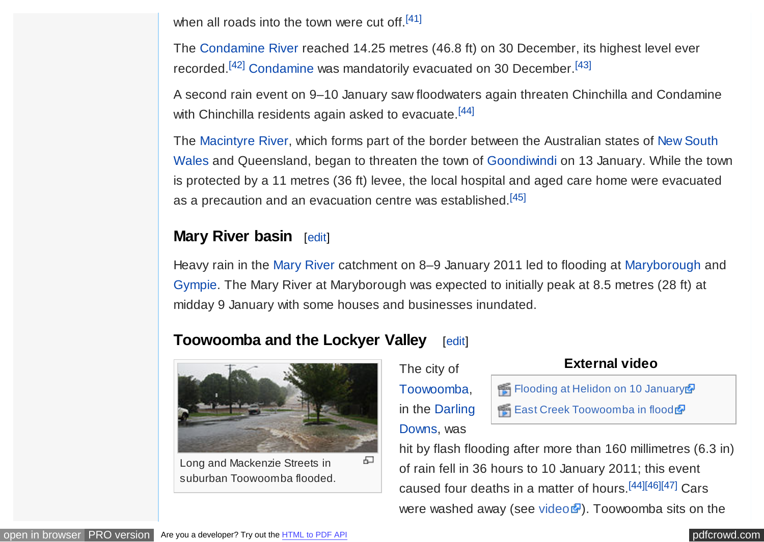when all roads into the town were cut off.[41]

The Condamine River reached 14.25 metres (46.8 ft) on 30 December, its highest level ever recorded.[42] Condamine was mandatorily evacuated on 30 December.[43]

A second rain event on 9–10 January saw floodwaters again threaten Chinchilla and Condamine with Chinchilla residents again asked to evacuate.[44]

The Macintyre River, which forms part of the border between the Australian states of New South Wales and Queensland, began to threaten the town of Goondiwindi on 13 January. While the town is protected by a 11 metres (36 ft) levee, the local hospital and aged care home were evacuated as a precaution and an evacuation centre was established.[45]

### Mary River basin [edit]

Heavy rain in the Mary River catchment on 8–9 January 2011 led to flooding at Maryborough and Gympie. The Mary River at Maryborough was expected to initially peak at 8.5 metres (28 ft) at midday 9 January with some houses and businesses inundated.

### Toowoomba and the Lockyer Valley [edit]

Long and Mackenzie Streets in suburban Toowoomba flooded.

**External video**

- Flooding at Helidon on 10 January
- East Creek Toowoomba in flood

The city of Toowoomba, in the Darling Downs, was hit by flash flooding after more than 160 millimetres (6.3 in) of rain fell in 36 hours to 10 January 2011; this event caused four deaths in a matter of hours.[44][46][47] Cars were washed away (see video). Toowoomba sits on the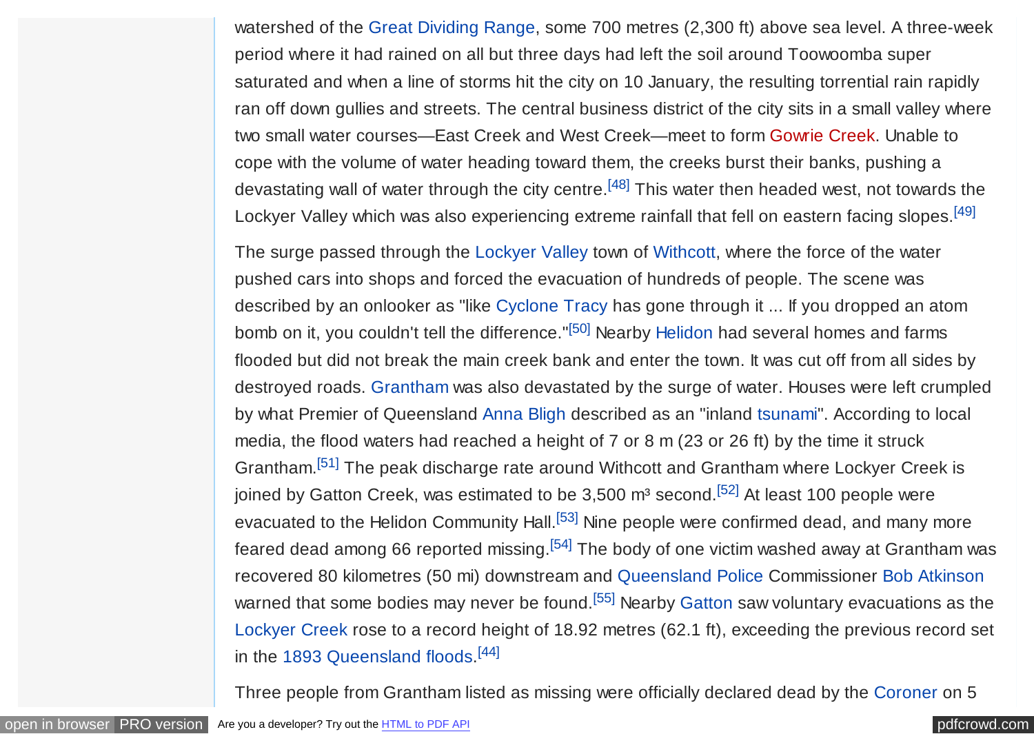watershed of the Great Dividing Range, some 700 metres (2,300 ft) above sea level. A three-week period where it had rained on all but three days had left the soil around Toowoomba super saturated and when a line of storms hit the city on 10 January, the resulting torrential rain rapidly ran off down gullies and streets. The central business district of the city sits in a small valley where two small water courses—East Creek and West Creek—meet to form Gowrie Creek. Unable to cope with the volume of water heading toward them, the creeks burst their banks, pushing a devastating wall of water through the city centre.[48] This water then headed west, not towards the Lockyer Valley which was also experiencing extreme rainfall that fell on eastern facing slopes.[49]

The surge passed through the Lockyer Valley town of Withcott, where the force of the water pushed cars into shops and forced the evacuation of hundreds of people. The scene was described by an onlooker as "like Cyclone Tracy has gone through it ... If you dropped an atom bomb on it, you couldn't tell the difference."[50] Nearby Helidon had several homes and farms flooded but did not break the main creek bank and enter the town. It was cut off from all sides by destroyed roads. Grantham was also devastated by the surge of water. Houses were left crumpled by what Premier of Queensland Anna Bligh described as an "inland tsunami". According to local media, the flood waters had reached a height of 7 or 8 m (23 or 26 ft) by the time it struck Grantham.[51] The peak discharge rate around Withcott and Grantham where Lockyer Creek is joined by Gatton Creek, was estimated to be 3,500 m³ second.[52] At least 100 people were evacuated to the Helidon Community Hall.[53] Nine people were confirmed dead, and many more feared dead among 66 reported missing.[54] The body of one victim washed away at Grantham was recovered 80 kilometres (50 mi) downstream and Queensland Police Commissioner Bob Atkinson warned that some bodies may never be found.[55] Nearby Gatton saw voluntary evacuations as the Lockyer Creek rose to a record height of 18.92 metres (62.1 ft), exceeding the previous record set in the 1893 Queensland floods.[44]

Three people from Grantham listed as missing were officially declared dead by the Coroner on 5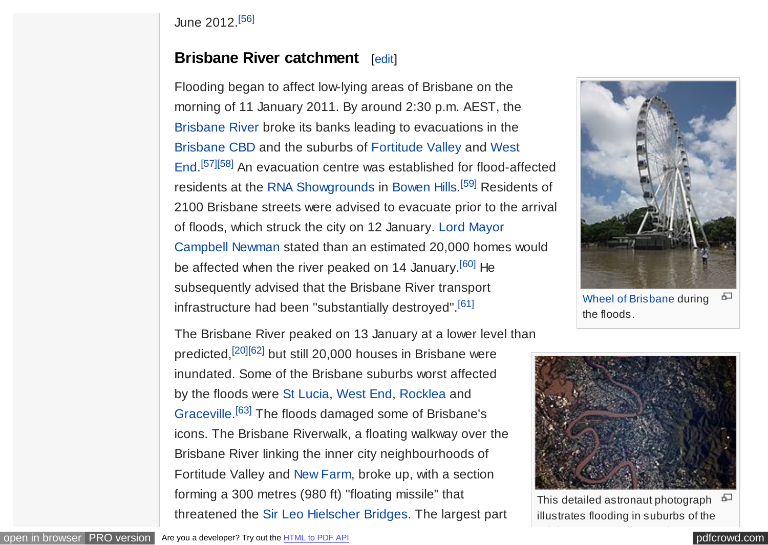June 2012.[56]

## Brisbane River catchment

Flooding began to affect low-lying areas of Brisbane on the morning of 11 January 2011. By around 2:30 p.m. AEST, the Brisbane River broke its banks leading to evacuations in the Brisbane CBD and the suburbs of Fortitude Valley and West End.[57][58] An evacuation centre was established for flood-affected residents at the RNA Showgrounds in Bowen Hills.[59] Residents of 2100 Brisbane streets were advised to evacuate prior to the arrival of floods, which struck the city on 12 January. Lord Mayor Campbell Newman stated than an estimated 20,000 homes would be affected when the river peaked on 14 January.[60] He subsequently advised that the Brisbane River transport infrastructure had been "substantially destroyed".[61]

Wheel of Brisbane during the floods.

The Brisbane River peaked on 13 January at a lower level than predicted,[20][62] but still 20,000 houses in Brisbane were inundated. Some of the Brisbane suburbs worst affected by the floods were St Lucia, West End, Rocklea and Graceville.[63] The floods damaged some of Brisbane's icons. The Brisbane Riverwalk, a floating walkway over the Brisbane River linking the inner city neighbourhoods of Fortitude Valley and New Farm, broke up, with a section forming a 300 metres (980 ft) "floating missile" that threatened the Sir Leo Hielscher Bridges. The largest part

This detailed astronaut photograph illustrates flooding in suburbs of the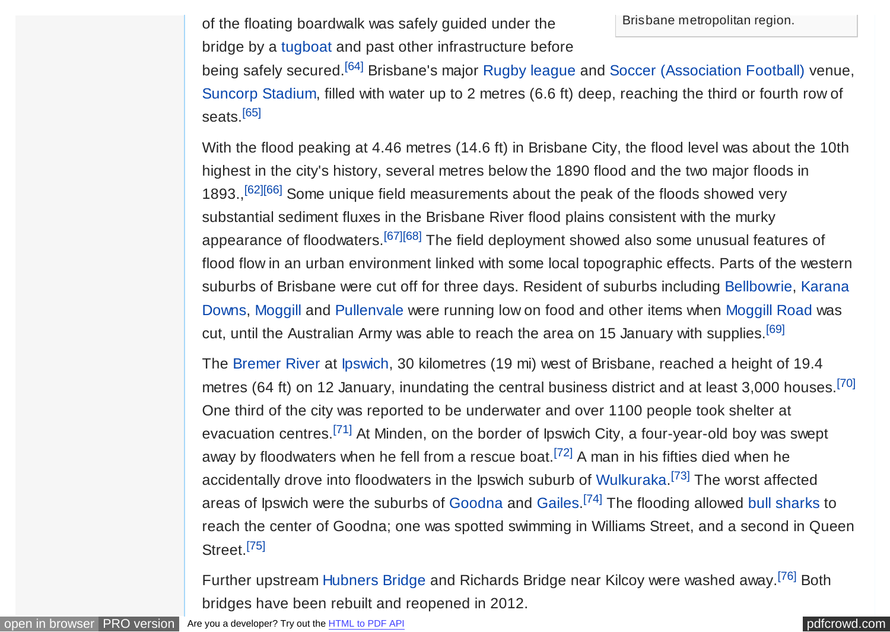of the floating boardwalk was safely guided under the bridge by a tugboat and past other infrastructure before being safely secured.[64] Brisbane's major Rugby league and Soccer (Association Football) venue, Suncorp Stadium, filled with water up to 2 metres (6.6 ft) deep, reaching the third or fourth row of seats.[65]

Brisbane metropolitan region.

With the flood peaking at 4.46 metres (14.6 ft) in Brisbane City, the flood level was about the 10th highest in the city's history, several metres below the 1890 flood and the two major floods in 1893.,[62][66] Some unique field measurements about the peak of the floods showed very substantial sediment fluxes in the Brisbane River flood plains consistent with the murky appearance of floodwaters.[67][68] The field deployment showed also some unusual features of flood flow in an urban environment linked with some local topographic effects. Parts of the western suburbs of Brisbane were cut off for three days. Resident of suburbs including Bellbowrie, Karana Downs, Moggill and Pullenvale were running low on food and other items when Moggill Road was cut, until the Australian Army was able to reach the area on 15 January with supplies.[69]

The Bremer River at Ipswich, 30 kilometres (19 mi) west of Brisbane, reached a height of 19.4 metres (64 ft) on 12 January, inundating the central business district and at least 3,000 houses.[70] One third of the city was reported to be underwater and over 1100 people took shelter at evacuation centres.[71] At Minden, on the border of Ipswich City, a four-year-old boy was swept away by floodwaters when he fell from a rescue boat.[72] A man in his fifties died when he accidentally drove into floodwaters in the Ipswich suburb of Wulkuraka.[73] The worst affected areas of Ipswich were the suburbs of Goodna and Gailes.[74] The flooding allowed bull sharks to reach the center of Goodna; one was spotted swimming in Williams Street, and a second in Queen Street.[75]

Further upstream Hubners Bridge and Richards Bridge near Kilcoy were washed away.[76] Both bridges have been rebuilt and reopened in 2012.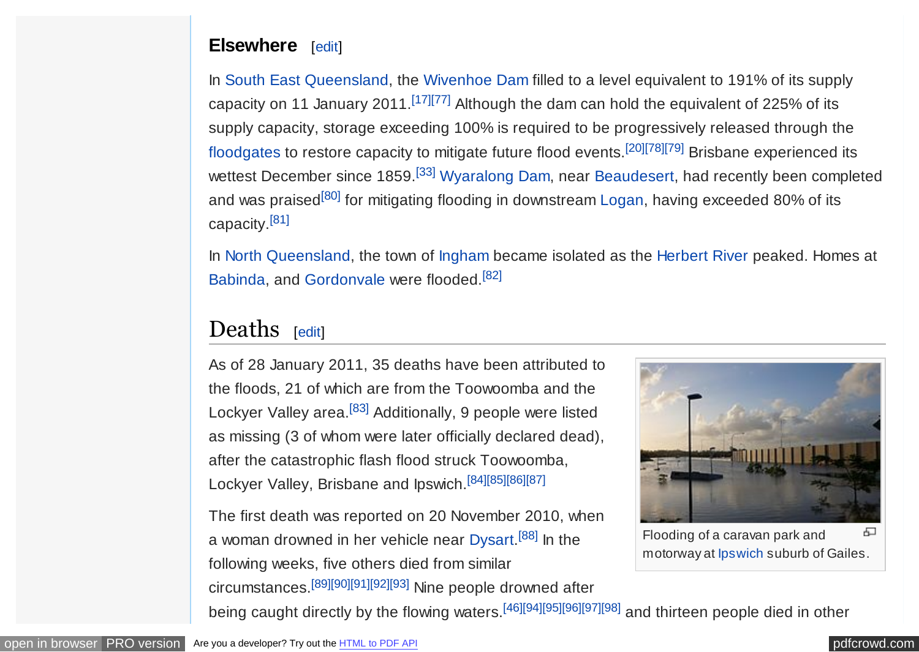### Elsewhere

In South East Queensland, the Wivenhoe Dam filled to a level equivalent to 191% of its supply capacity on 11 January 2011.[17][77] Although the dam can hold the equivalent of 225% of its supply capacity, storage exceeding 100% is required to be progressively released through the floodgates to restore capacity to mitigate future flood events.[20][78][79] Brisbane experienced its wettest December since 1859.[33] Wyaralong Dam, near Beaudesert, had recently been completed and was praised[80] for mitigating flooding in downstream Logan, having exceeded 80% of its capacity.[81]

In North Queensland, the town of Ingham became isolated as the Herbert River peaked. Homes at Babinda, and Gordonvale were flooded.[82]

## Deaths

As of 28 January 2011, 35 deaths have been attributed to the floods, 21 of which are from the Toowoomba and the Lockyer Valley area.[83] Additionally, 9 people were listed as missing (3 of whom were later officially declared dead), after the catastrophic flash flood struck Toowoomba, Lockyer Valley, Brisbane and Ipswich.[84][85][86][87]

Flooding of a caravan park and motorway at Ipswich suburb of Gailes.

The first death was reported on 20 November 2010, when a woman drowned in her vehicle near Dysart.[88] In the following weeks, five others died from similar circumstances.[89][90][91][92][93] Nine people drowned after being caught directly by the flowing waters.[46][94][95][96][97][98] and thirteen people died in other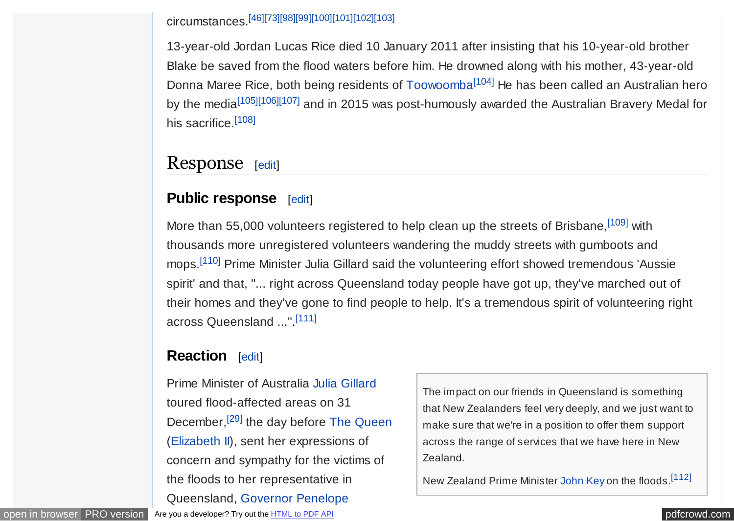circumstances.[46][73][98][99][100][101][102][103]

13-year-old Jordan Lucas Rice died 10 January 2011 after insisting that his 10-year-old brother Blake be saved from the flood waters before him. He drowned along with his mother, 43-year-old Donna Maree Rice, both being residents of Toowoomba[104] He has been called an Australian hero by the media[105][106][107] and in 2015 was post-humously awarded the Australian Bravery Medal for his sacrifice.[108]

## Response

### Public response

More than 55,000 volunteers registered to help clean up the streets of Brisbane,[109] with thousands more unregistered volunteers wandering the muddy streets with gumboots and mops.[110] Prime Minister Julia Gillard said the volunteering effort showed tremendous 'Aussie spirit' and that, "... right across Queensland today people have got up, they've marched out of their homes and they've gone to find people to help. It's a tremendous spirit of volunteering right across Queensland ...".[111]

### Reaction

> The impact on our friends in Queensland is something that New Zealanders feel very deeply, and we just want to make sure that we're in a position to offer them support across the range of services that we have here in New Zealand.
>
> New Zealand Prime Minister John Key on the floods.[112]

Prime Minister of Australia Julia Gillard toured flood-affected areas on 31 December,[29] the day before The Queen (Elizabeth II), sent her expressions of concern and sympathy for the victims of the floods to her representative in Queensland, Governor Penelope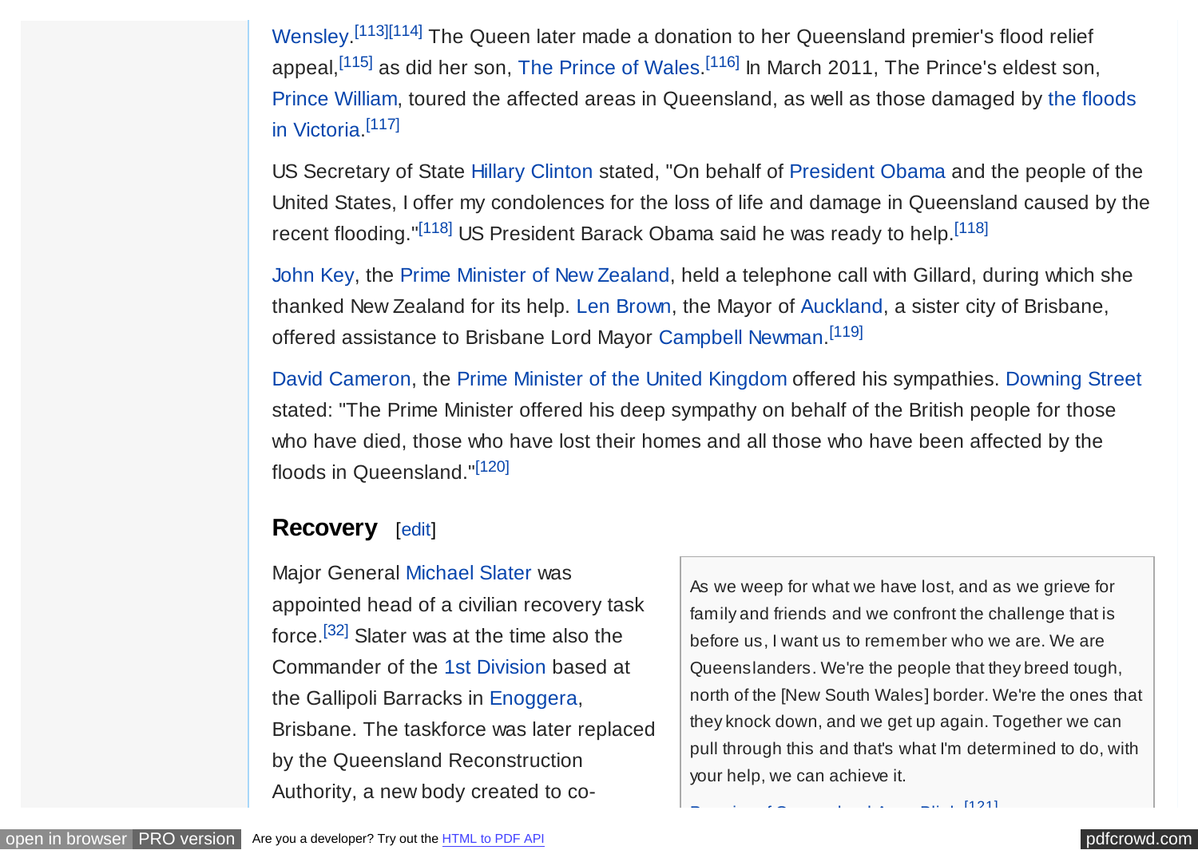Wensley.[113][114] The Queen later made a donation to her Queensland premier's flood relief appeal,[115] as did her son, The Prince of Wales.[116] In March 2011, The Prince's eldest son, Prince William, toured the affected areas in Queensland, as well as those damaged by the floods in Victoria.[117]

US Secretary of State Hillary Clinton stated, "On behalf of President Obama and the people of the United States, I offer my condolences for the loss of life and damage in Queensland caused by the recent flooding."[118] US President Barack Obama said he was ready to help.[118]

John Key, the Prime Minister of New Zealand, held a telephone call with Gillard, during which she thanked New Zealand for its help. Len Brown, the Mayor of Auckland, a sister city of Brisbane, offered assistance to Brisbane Lord Mayor Campbell Newman.[119]

David Cameron, the Prime Minister of the United Kingdom offered his sympathies. Downing Street stated: "The Prime Minister offered his deep sympathy on behalf of the British people for those who have died, those who have lost their homes and all those who have been affected by the floods in Queensland."[120]

## Recovery [edit]

> As we weep for what we have lost, and as we grieve for family and friends and we confront the challenge that is before us, I want us to remember who we are. We are Queenslanders. We're the people that they breed tough, north of the [New South Wales] border. We're the ones that they knock down, and we get up again. Together we can pull through this and that's what I'm determined to do, with your help, we can achieve it.

Major General Michael Slater was appointed head of a civilian recovery task force.[32] Slater was at the time also the Commander of the 1st Division based at the Gallipoli Barracks in Enoggera, Brisbane. The taskforce was later replaced by the Queensland Reconstruction Authority, a new body created to co-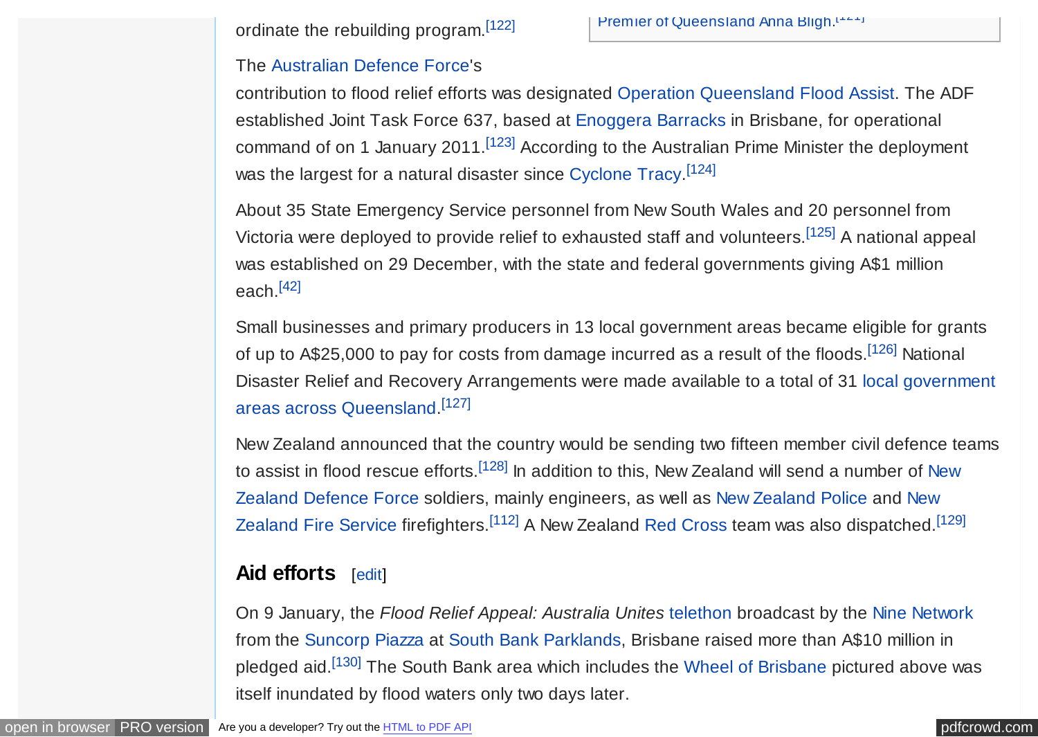ordinate the rebuilding program.[122]

Premier of Queensland Anna Bligh.[121]

The Australian Defence Force's contribution to flood relief efforts was designated Operation Queensland Flood Assist. The ADF established Joint Task Force 637, based at Enoggera Barracks in Brisbane, for operational command of on 1 January 2011.[123] According to the Australian Prime Minister the deployment was the largest for a natural disaster since Cyclone Tracy.[124]

About 35 State Emergency Service personnel from New South Wales and 20 personnel from Victoria were deployed to provide relief to exhausted staff and volunteers.[125] A national appeal was established on 29 December, with the state and federal governments giving A$1 million each.[42]

Small businesses and primary producers in 13 local government areas became eligible for grants of up to A$25,000 to pay for costs from damage incurred as a result of the floods.[126] National Disaster Relief and Recovery Arrangements were made available to a total of 31 local government areas across Queensland.[127]

New Zealand announced that the country would be sending two fifteen member civil defence teams to assist in flood rescue efforts.[128] In addition to this, New Zealand will send a number of New Zealand Defence Force soldiers, mainly engineers, as well as New Zealand Police and New Zealand Fire Service firefighters.[112] A New Zealand Red Cross team was also dispatched.[129]

## Aid efforts [edit]

On 9 January, the *Flood Relief Appeal: Australia Unites* telethon broadcast by the Nine Network from the Suncorp Piazza at South Bank Parklands, Brisbane raised more than A$10 million in pledged aid.[130] The South Bank area which includes the Wheel of Brisbane pictured above was itself inundated by flood waters only two days later.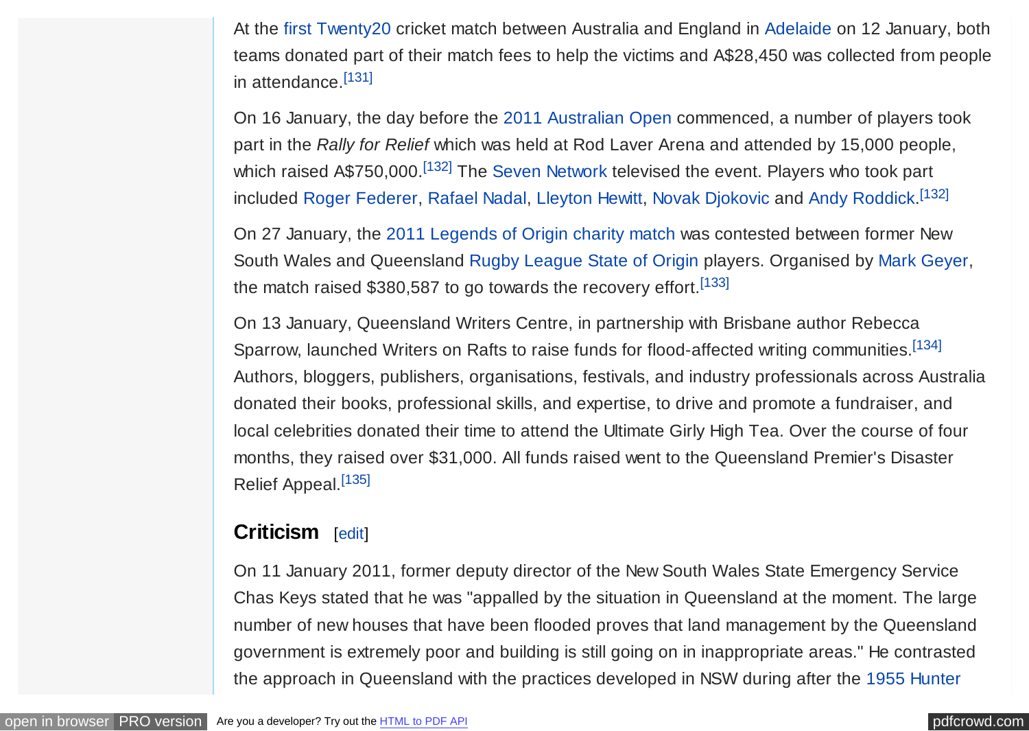At the first Twenty20 cricket match between Australia and England in Adelaide on 12 January, both teams donated part of their match fees to help the victims and A$28,450 was collected from people in attendance.[131]

On 16 January, the day before the 2011 Australian Open commenced, a number of players took part in the *Rally for Relief* which was held at Rod Laver Arena and attended by 15,000 people, which raised A$750,000.[132] The Seven Network televised the event. Players who took part included Roger Federer, Rafael Nadal, Lleyton Hewitt, Novak Djokovic and Andy Roddick.[132]

On 27 January, the 2011 Legends of Origin charity match was contested between former New South Wales and Queensland Rugby League State of Origin players. Organised by Mark Geyer, the match raised $380,587 to go towards the recovery effort.[133]

On 13 January, Queensland Writers Centre, in partnership with Brisbane author Rebecca Sparrow, launched Writers on Rafts to raise funds for flood-affected writing communities.[134] Authors, bloggers, publishers, organisations, festivals, and industry professionals across Australia donated their books, professional skills, and expertise, to drive and promote a fundraiser, and local celebrities donated their time to attend the Ultimate Girly High Tea. Over the course of four months, they raised over $31,000. All funds raised went to the Queensland Premier's Disaster Relief Appeal.[135]

## Criticism

On 11 January 2011, former deputy director of the New South Wales State Emergency Service Chas Keys stated that he was "appalled by the situation in Queensland at the moment. The large number of new houses that have been flooded proves that land management by the Queensland government is extremely poor and building is still going on in inappropriate areas." He contrasted the approach in Queensland with the practices developed in NSW during after the 1955 Hunter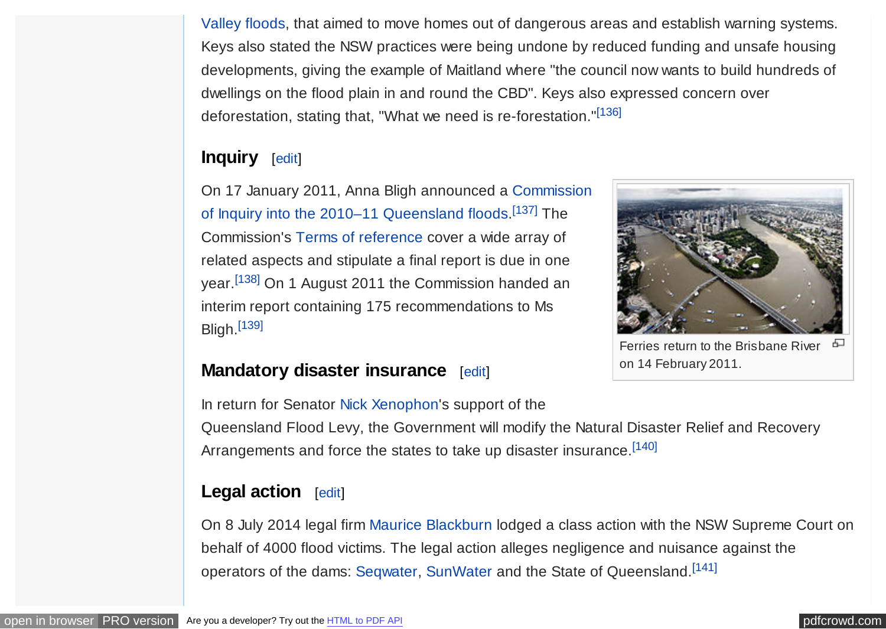Valley floods, that aimed to move homes out of dangerous areas and establish warning systems. Keys also stated the NSW practices were being undone by reduced funding and unsafe housing developments, giving the example of Maitland where "the council now wants to build hundreds of dwellings on the flood plain in and round the CBD". Keys also expressed concern over deforestation, stating that, "What we need is re-forestation."[136]

### Inquiry [edit]

On 17 January 2011, Anna Bligh announced a Commission of Inquiry into the 2010–11 Queensland floods.[137] The Commission's Terms of reference cover a wide array of related aspects and stipulate a final report is due in one year.[138] On 1 August 2011 the Commission handed an interim report containing 175 recommendations to Ms Bligh.[139]

Ferries return to the Brisbane River on 14 February 2011.

### Mandatory disaster insurance [edit]

In return for Senator Nick Xenophon's support of the Queensland Flood Levy, the Government will modify the Natural Disaster Relief and Recovery Arrangements and force the states to take up disaster insurance.[140]

### Legal action [edit]

On 8 July 2014 legal firm Maurice Blackburn lodged a class action with the NSW Supreme Court on behalf of 4000 flood victims. The legal action alleges negligence and nuisance against the operators of the dams: Seqwater, SunWater and the State of Queensland.[141]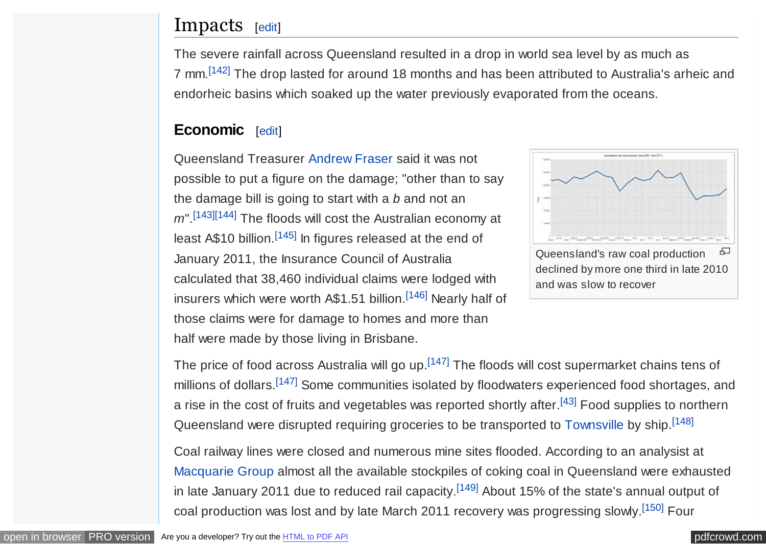## Impacts [edit]

The severe rainfall across Queensland resulted in a drop in world sea level by as much as 7 mm.[142] The drop lasted for around 18 months and has been attributed to Australia's arheic and endorheic basins which soaked up the water previously evaporated from the oceans.

### Economic [edit]

Queensland Treasurer Andrew Fraser said it was not possible to put a figure on the damage; "other than to say the damage bill is going to start with a *b* and not an *m*".[143][144] The floods will cost the Australian economy at least A$10 billion.[145] In figures released at the end of January 2011, the Insurance Council of Australia calculated that 38,460 individual claims were lodged with insurers which were worth A$1.51 billion.[146] Nearly half of those claims were for damage to homes and more than half were made by those living in Brisbane.

Queensland's raw coal production declined by more one third in late 2010 and was slow to recover

The price of food across Australia will go up.[147] The floods will cost supermarket chains tens of millions of dollars.[147] Some communities isolated by floodwaters experienced food shortages, and a rise in the cost of fruits and vegetables was reported shortly after.[43] Food supplies to northern Queensland were disrupted requiring groceries to be transported to Townsville by ship.[148]

Coal railway lines were closed and numerous mine sites flooded. According to an analyst at Macquarie Group almost all the available stockpiles of coking coal in Queensland were exhausted in late January 2011 due to reduced rail capacity.[149] About 15% of the state's annual output of coal production was lost and by late March 2011 recovery was progressing slowly.[150] Four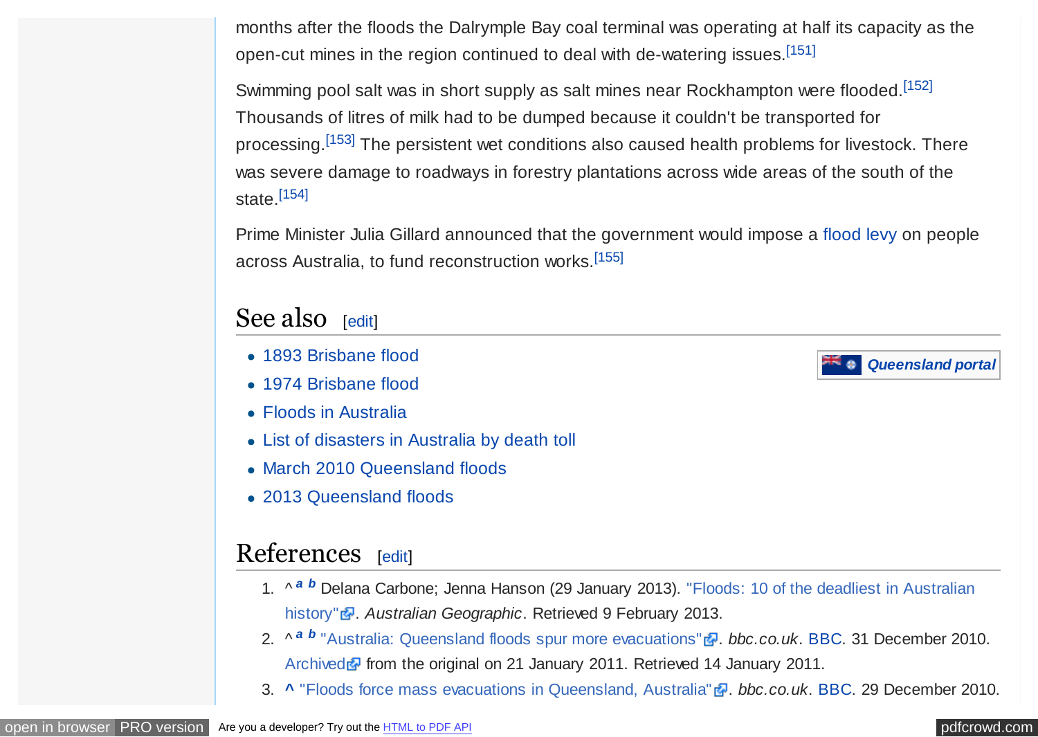months after the floods the Dalrymple Bay coal terminal was operating at half its capacity as the open-cut mines in the region continued to deal with de-watering issues.[151]

Swimming pool salt was in short supply as salt mines near Rockhampton were flooded.[152] Thousands of litres of milk had to be dumped because it couldn't be transported for processing.[153] The persistent wet conditions also caused health problems for livestock. There was severe damage to roadways in forestry plantations across wide areas of the south of the state.[154]

Prime Minister Julia Gillard announced that the government would impose a flood levy on people across Australia, to fund reconstruction works.[155]

## See also [edit]

- 1893 Brisbane flood
- 1974 Brisbane flood
- Floods in Australia
- List of disasters in Australia by death toll
- March 2010 Queensland floods
- 2013 Queensland floods

***Queensland portal***

## References [edit]

1. ^ *a* *b* Delana Carbone; Jenna Hanson (29 January 2013). "Floods: 10 of the deadliest in Australian history". *Australian Geographic*. Retrieved 9 February 2013.
2. ^ *a* *b* "Australia: Queensland floods spur more evacuations". *bbc.co.uk*. BBC. 31 December 2010. Archived from the original on 21 January 2011. Retrieved 14 January 2011.
3. ^ "Floods force mass evacuations in Queensland, Australia". *bbc.co.uk*. BBC. 29 December 2010.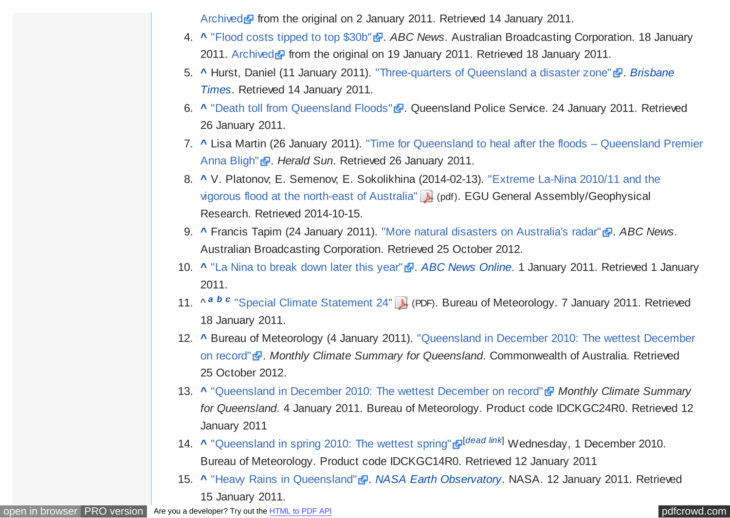Archived from the original on 2 January 2011. Retrieved 14 January 2011.

4. ^ "Flood costs tipped to top $30b". *ABC News*. Australian Broadcasting Corporation. 18 January 2011. Archived from the original on 19 January 2011. Retrieved 18 January 2011.
5. ^ Hurst, Daniel (11 January 2011). "Three-quarters of Queensland a disaster zone". *Brisbane Times*. Retrieved 14 January 2011.
6. ^ "Death toll from Queensland Floods". Queensland Police Service. 24 January 2011. Retrieved 26 January 2011.
7. ^ Lisa Martin (26 January 2011). "Time for Queensland to heal after the floods – Queensland Premier Anna Bligh". *Herald Sun*. Retrieved 26 January 2011.
8. ^ V. Platonov; E. Semenov; E. Sokolikhina (2014-02-13). "Extreme La-Nina 2010/11 and the vigorous flood at the north-east of Australia" (pdf). EGU General Assembly/Geophysical Research. Retrieved 2014-10-15.
9. ^ Francis Tapim (24 January 2011). "More natural disasters on Australia's radar". *ABC News*. Australian Broadcasting Corporation. Retrieved 25 October 2012.
10. ^ "La Nina to break down later this year". *ABC News Online*. 1 January 2011. Retrieved 1 January 2011.
11. ^ *a b c* "Special Climate Statement 24" (PDF). Bureau of Meteorology. 7 January 2011. Retrieved 18 January 2011.
12. ^ Bureau of Meteorology (4 January 2011). "Queensland in December 2010: The wettest December on record". *Monthly Climate Summary for Queensland*. Commonwealth of Australia. Retrieved 25 October 2012.
13. ^ "Queensland in December 2010: The wettest December on record" *Monthly Climate Summary for Queensland*. 4 January 2011. Bureau of Meteorology. Product code IDCKGC24R0. Retrieved 12 January 2011
14. ^ "Queensland in spring 2010: The wettest spring"[*dead link*] Wednesday, 1 December 2010. Bureau of Meteorology. Product code IDCKGC14R0. Retrieved 12 January 2011
15. ^ "Heavy Rains in Queensland". *NASA Earth Observatory*. NASA. 12 January 2011. Retrieved 15 January 2011.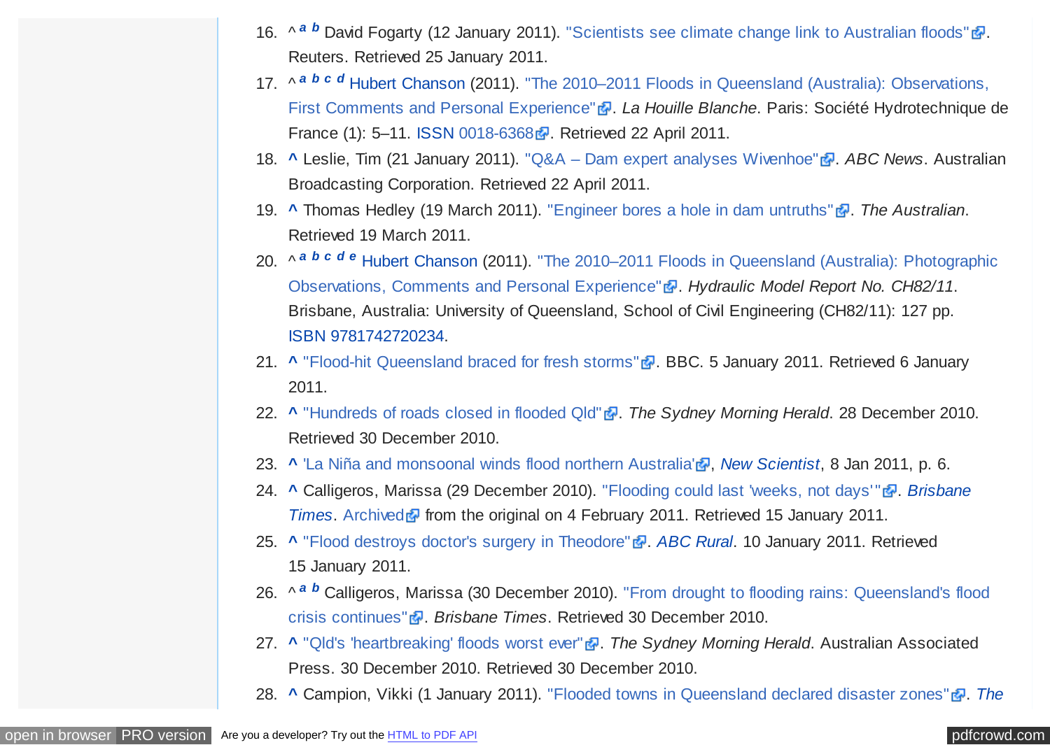16. ^ a b David Fogarty (12 January 2011). "Scientists see climate change link to Australian floods". Reuters. Retrieved 25 January 2011.
17. ^ a b c d Hubert Chanson (2011). "The 2010–2011 Floods in Queensland (Australia): Observations, First Comments and Personal Experience". *La Houille Blanche*. Paris: Société Hydrotechnique de France (1): 5–11. ISSN 0018-6368. Retrieved 22 April 2011.
18. ^ Leslie, Tim (21 January 2011). "Q&A – Dam expert analyses Wivenhoe". *ABC News*. Australian Broadcasting Corporation. Retrieved 22 April 2011.
19. ^ Thomas Hedley (19 March 2011). "Engineer bores a hole in dam untruths". *The Australian*. Retrieved 19 March 2011.
20. ^ a b c d e Hubert Chanson (2011). "The 2010–2011 Floods in Queensland (Australia): Photographic Observations, Comments and Personal Experience". *Hydraulic Model Report No. CH82/11*. Brisbane, Australia: University of Queensland, School of Civil Engineering (CH82/11): 127 pp. ISBN 9781742720234.
21. ^ "Flood-hit Queensland braced for fresh storms". BBC. 5 January 2011. Retrieved 6 January 2011.
22. ^ "Hundreds of roads closed in flooded Qld". *The Sydney Morning Herald*. 28 December 2010. Retrieved 30 December 2010.
23. ^ 'La Niña and monsoonal winds flood northern Australia', *New Scientist*, 8 Jan 2011, p. 6.
24. ^ Calligeros, Marissa (29 December 2010). "Flooding could last 'weeks, not days'". *Brisbane Times*. Archived from the original on 4 February 2011. Retrieved 15 January 2011.
25. ^ "Flood destroys doctor's surgery in Theodore". *ABC Rural*. 10 January 2011. Retrieved 15 January 2011.
26. ^ a b Calligeros, Marissa (30 December 2010). "From drought to flooding rains: Queensland's flood crisis continues". *Brisbane Times*. Retrieved 30 December 2010.
27. ^ "Qld's 'heartbreaking' floods worst ever". *The Sydney Morning Herald*. Australian Associated Press. 30 December 2010. Retrieved 30 December 2010.
28. ^ Campion, Vikki (1 January 2011). "Flooded towns in Queensland declared disaster zones". *The*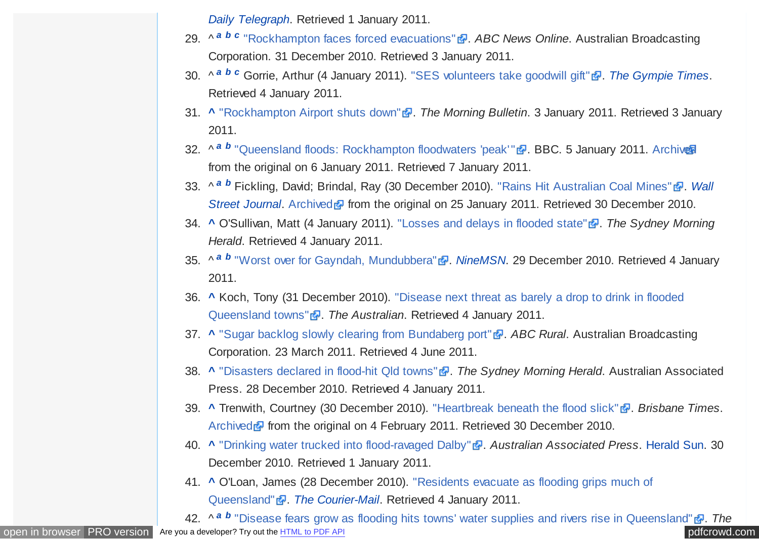*Daily Telegraph*. Retrieved 1 January 2011.

29. ^ *a b c* "Rockhampton faces forced evacuations". *ABC News Online*. Australian Broadcasting Corporation. 31 December 2010. Retrieved 3 January 2011.
30. ^ *a b c* Gorrie, Arthur (4 January 2011). "SES volunteers take goodwill gift". *The Gympie Times*. Retrieved 4 January 2011.
31. ^ "Rockhampton Airport shuts down". *The Morning Bulletin*. 3 January 2011. Retrieved 3 January 2011.
32. ^ *a b* "Queensland floods: Rockhampton floodwaters 'peak'". BBC. 5 January 2011. Archived from the original on 6 January 2011. Retrieved 7 January 2011.
33. ^ *a b* Fickling, David; Brindal, Ray (30 December 2010). "Rains Hit Australian Coal Mines". *Wall Street Journal*. Archived from the original on 25 January 2011. Retrieved 30 December 2010.
34. ^ O'Sullivan, Matt (4 January 2011). "Losses and delays in flooded state". *The Sydney Morning Herald*. Retrieved 4 January 2011.
35. ^ *a b* "Worst over for Gayndah, Mundubbera". *NineMSN*. 29 December 2010. Retrieved 4 January 2011.
36. ^ Koch, Tony (31 December 2010). "Disease next threat as barely a drop to drink in flooded Queensland towns". *The Australian*. Retrieved 4 January 2011.
37. ^ "Sugar backlog slowly clearing from Bundaberg port". *ABC Rural*. Australian Broadcasting Corporation. 23 March 2011. Retrieved 4 June 2011.
38. ^ "Disasters declared in flood-hit Qld towns". *The Sydney Morning Herald*. Australian Associated Press. 28 December 2010. Retrieved 4 January 2011.
39. ^ Trenwith, Courtney (30 December 2010). "Heartbreak beneath the flood slick". *Brisbane Times*. Archived from the original on 4 February 2011. Retrieved 30 December 2010.
40. ^ "Drinking water trucked into flood-ravaged Dalby". *Australian Associated Press*. Herald Sun. 30 December 2010. Retrieved 1 January 2011.
41. ^ O'Loan, James (28 December 2010). "Residents evacuate as flooding grips much of Queensland". *The Courier-Mail*. Retrieved 4 January 2011.
42. ^ *a b* "Disease fears grow as flooding hits towns' water supplies and rivers rise in Queensland". *The*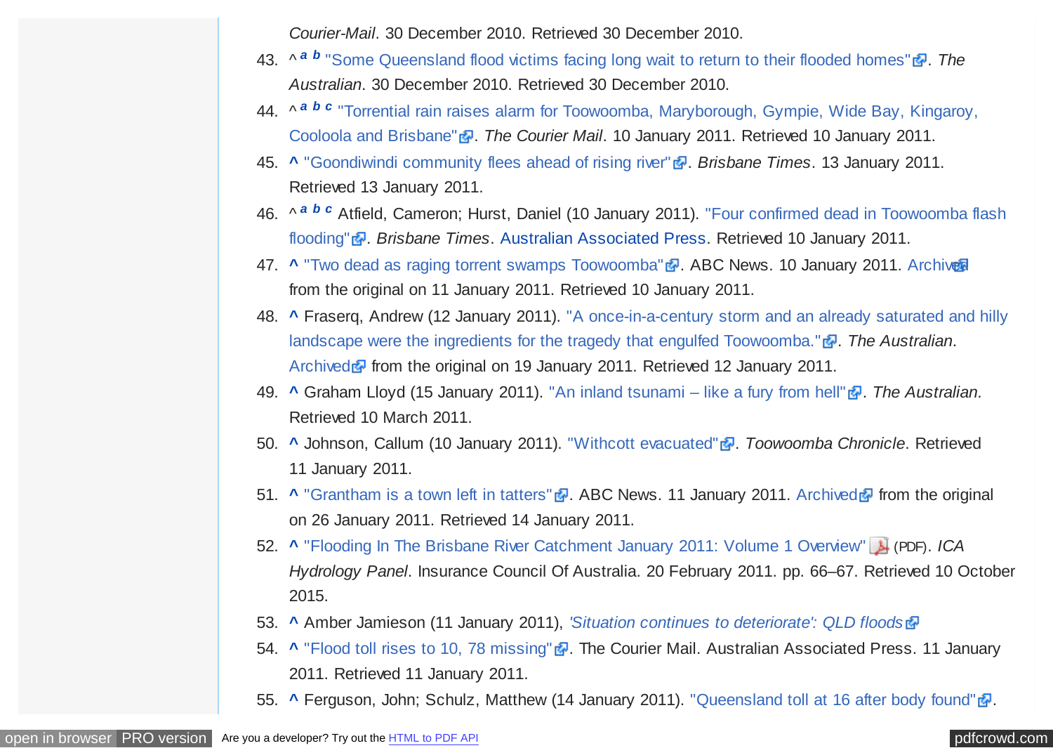*Courier-Mail*. 30 December 2010. Retrieved 30 December 2010.

43. ^ *a* *b* "Some Queensland flood victims facing long wait to return to their flooded homes". *The Australian*. 30 December 2010. Retrieved 30 December 2010.
44. ^ *a* *b* *c* "Torrential rain raises alarm for Toowoomba, Maryborough, Gympie, Wide Bay, Kingaroy, Cooloola and Brisbane". *The Courier Mail*. 10 January 2011. Retrieved 10 January 2011.
45. ^ "Goondiwindi community flees ahead of rising river". *Brisbane Times*. 13 January 2011. Retrieved 13 January 2011.
46. ^ *a* *b* *c* Atfield, Cameron; Hurst, Daniel (10 January 2011). "Four confirmed dead in Toowoomba flash flooding". *Brisbane Times*. Australian Associated Press. Retrieved 10 January 2011.
47. ^ "Two dead as raging torrent swamps Toowoomba". ABC News. 10 January 2011. Archived from the original on 11 January 2011. Retrieved 10 January 2011.
48. ^ Fraserq, Andrew (12 January 2011). "A once-in-a-century storm and an already saturated and hilly landscape were the ingredients for the tragedy that engulfed Toowoomba.". *The Australian*. Archived from the original on 19 January 2011. Retrieved 12 January 2011.
49. ^ Graham Lloyd (15 January 2011). "An inland tsunami – like a fury from hell". *The Australian*. Retrieved 10 March 2011.
50. ^ Johnson, Callum (10 January 2011). "Withcott evacuated". *Toowoomba Chronicle*. Retrieved 11 January 2011.
51. ^ "Grantham is a town left in tatters". ABC News. 11 January 2011. Archived from the original on 26 January 2011. Retrieved 14 January 2011.
52. ^ "Flooding In The Brisbane River Catchment January 2011: Volume 1 Overview" (PDF). *ICA Hydrology Panel*. Insurance Council Of Australia. 20 February 2011. pp. 66–67. Retrieved 10 October 2015.
53. ^ Amber Jamieson (11 January 2011), *'Situation continues to deteriorate': QLD floods*
54. ^ "Flood toll rises to 10, 78 missing". The Courier Mail. Australian Associated Press. 11 January 2011. Retrieved 11 January 2011.
55. ^ Ferguson, John; Schulz, Matthew (14 January 2011). "Queensland toll at 16 after body found".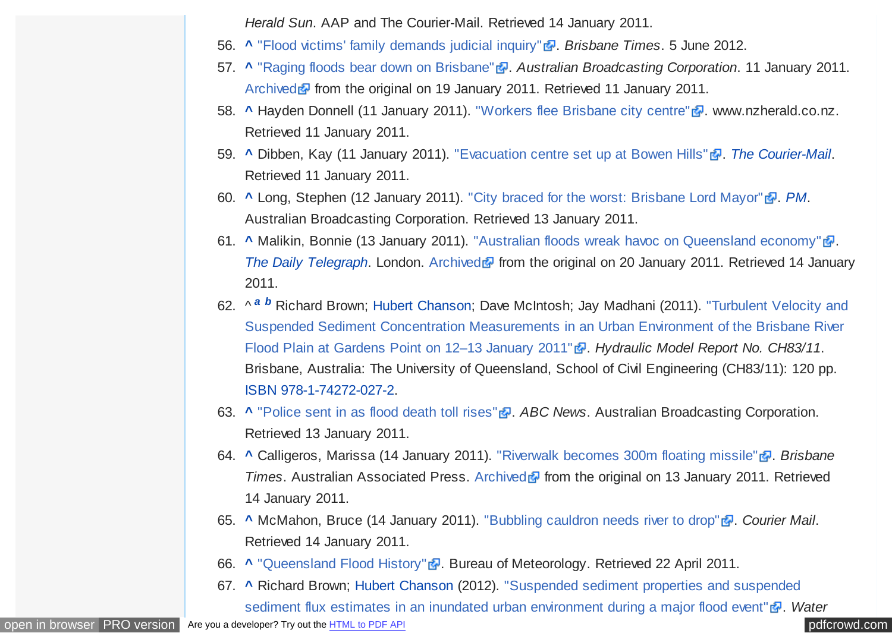*Herald Sun*. AAP and The Courier-Mail. Retrieved 14 January 2011.

56. ^ "Flood victims' family demands judicial inquiry". *Brisbane Times*. 5 June 2012.
57. ^ "Raging floods bear down on Brisbane". *Australian Broadcasting Corporation*. 11 January 2011. Archived from the original on 19 January 2011. Retrieved 11 January 2011.
58. ^ Hayden Donnell (11 January 2011). "Workers flee Brisbane city centre". www.nzherald.co.nz. Retrieved 11 January 2011.
59. ^ Dibben, Kay (11 January 2011). "Evacuation centre set up at Bowen Hills". *The Courier-Mail*. Retrieved 11 January 2011.
60. ^ Long, Stephen (12 January 2011). "City braced for the worst: Brisbane Lord Mayor". *PM*. Australian Broadcasting Corporation. Retrieved 13 January 2011.
61. ^ Malikin, Bonnie (13 January 2011). "Australian floods wreak havoc on Queensland economy". *The Daily Telegraph*. London. Archived from the original on 20 January 2011. Retrieved 14 January 2011.
62. ^ *a* *b* Richard Brown; Hubert Chanson; Dave McIntosh; Jay Madhani (2011). "Turbulent Velocity and Suspended Sediment Concentration Measurements in an Urban Environment of the Brisbane River Flood Plain at Gardens Point on 12–13 January 2011". *Hydraulic Model Report No. CH83/11*. Brisbane, Australia: The University of Queensland, School of Civil Engineering (CH83/11): 120 pp. ISBN 978-1-74272-027-2.
63. ^ "Police sent in as flood death toll rises". *ABC News*. Australian Broadcasting Corporation. Retrieved 13 January 2011.
64. ^ Calligeros, Marissa (14 January 2011). "Riverwalk becomes 300m floating missile". *Brisbane Times*. Australian Associated Press. Archived from the original on 13 January 2011. Retrieved 14 January 2011.
65. ^ McMahon, Bruce (14 January 2011). "Bubbling cauldron needs river to drop". *Courier Mail*. Retrieved 14 January 2011.
66. ^ "Queensland Flood History". Bureau of Meteorology. Retrieved 22 April 2011.
67. ^ Richard Brown; Hubert Chanson (2012). "Suspended sediment properties and suspended sediment flux estimates in an inundated urban environment during a major flood event". *Water*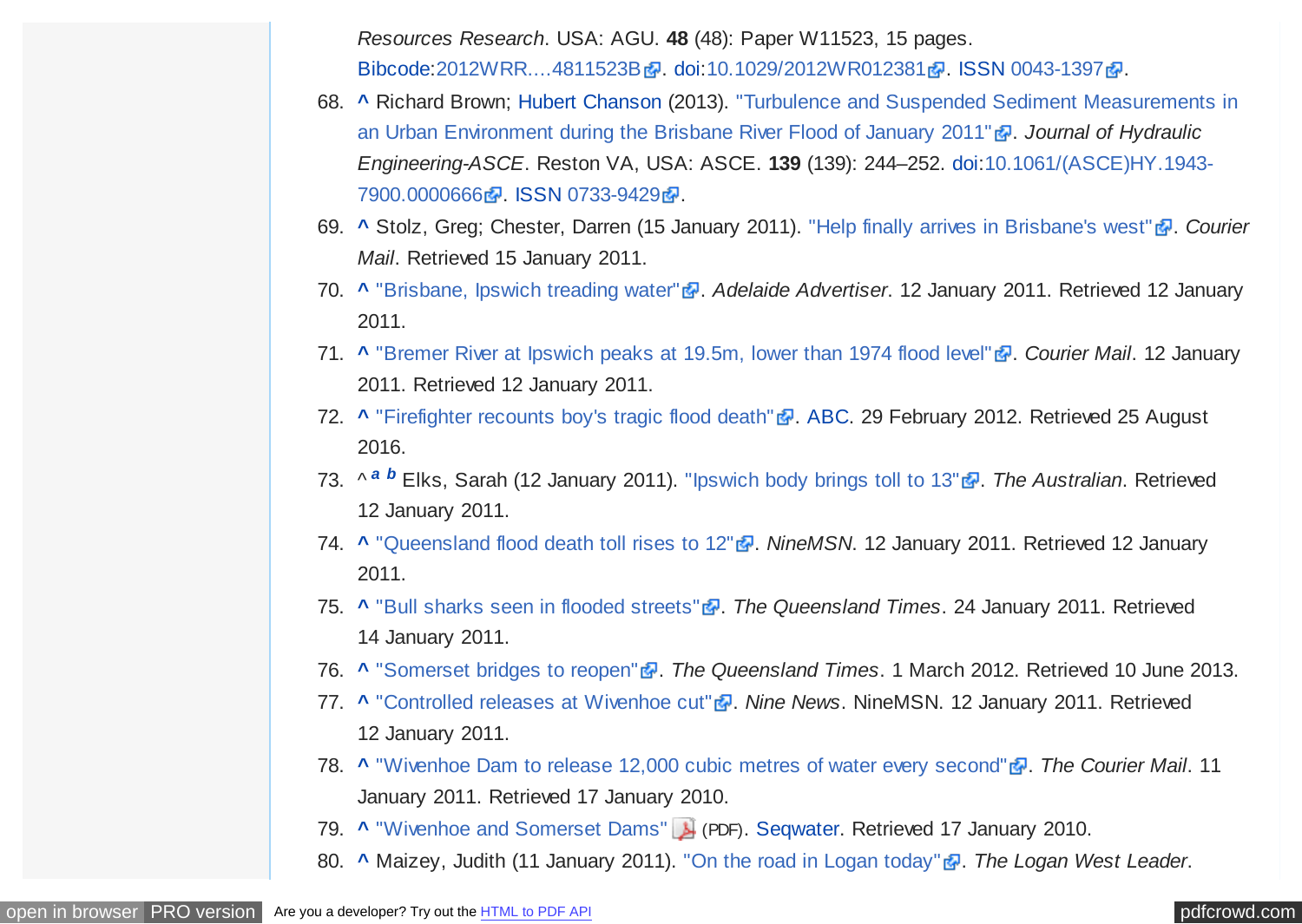*Resources Research*. USA: AGU. **48** (48): Paper W11523, 15 pages. Bibcode:2012WRR....4811523B. doi:10.1029/2012WR012381. ISSN 0043-1397.

68. ^ Richard Brown; Hubert Chanson (2013). "Turbulence and Suspended Sediment Measurements in an Urban Environment during the Brisbane River Flood of January 2011". *Journal of Hydraulic Engineering-ASCE*. Reston VA, USA: ASCE. **139** (139): 244–252. doi:10.1061/(ASCE)HY.1943-7900.0000666. ISSN 0733-9429.
69. ^ Stolz, Greg; Chester, Darren (15 January 2011). "Help finally arrives in Brisbane's west". *Courier Mail*. Retrieved 15 January 2011.
70. ^ "Brisbane, Ipswich treading water". *Adelaide Advertiser*. 12 January 2011. Retrieved 12 January 2011.
71. ^ "Bremer River at Ipswich peaks at 19.5m, lower than 1974 flood level". *Courier Mail*. 12 January 2011. Retrieved 12 January 2011.
72. ^ "Firefighter recounts boy's tragic flood death". ABC. 29 February 2012. Retrieved 25 August 2016.
73. ^ *a b* Elks, Sarah (12 January 2011). "Ipswich body brings toll to 13". *The Australian*. Retrieved 12 January 2011.
74. ^ "Queensland flood death toll rises to 12". *NineMSN*. 12 January 2011. Retrieved 12 January 2011.
75. ^ "Bull sharks seen in flooded streets". *The Queensland Times*. 24 January 2011. Retrieved 14 January 2011.
76. ^ "Somerset bridges to reopen". *The Queensland Times*. 1 March 2012. Retrieved 10 June 2013.
77. ^ "Controlled releases at Wivenhoe cut". *Nine News*. NineMSN. 12 January 2011. Retrieved 12 January 2011.
78. ^ "Wivenhoe Dam to release 12,000 cubic metres of water every second". *The Courier Mail*. 11 January 2011. Retrieved 17 January 2010.
79. ^ "Wivenhoe and Somerset Dams" (PDF). Seqwater. Retrieved 17 January 2010.
80. ^ Maizey, Judith (11 January 2011). "On the road in Logan today". *The Logan West Leader*.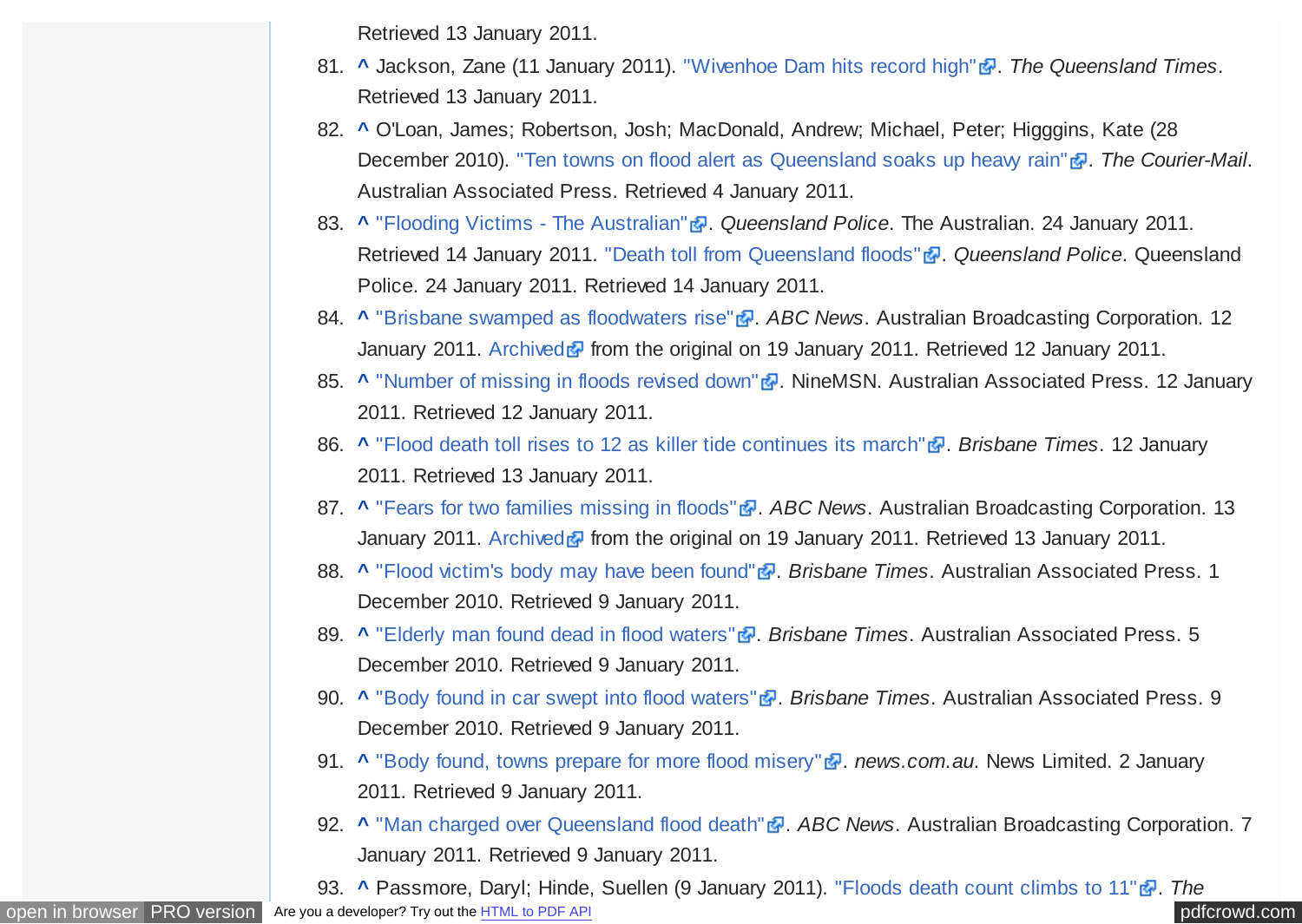Retrieved 13 January 2011.

81. ^ Jackson, Zane (11 January 2011). "Wivenhoe Dam hits record high". *The Queensland Times*. Retrieved 13 January 2011.
82. ^ O'Loan, James; Robertson, Josh; MacDonald, Andrew; Michael, Peter; Higggins, Kate (28 December 2010). "Ten towns on flood alert as Queensland soaks up heavy rain". *The Courier-Mail*. Australian Associated Press. Retrieved 4 January 2011.
83. ^ "Flooding Victims - The Australian". *Queensland Police*. The Australian. 24 January 2011. Retrieved 14 January 2011. "Death toll from Queensland floods". *Queensland Police*. Queensland Police. 24 January 2011. Retrieved 14 January 2011.
84. ^ "Brisbane swamped as floodwaters rise". *ABC News*. Australian Broadcasting Corporation. 12 January 2011. Archived from the original on 19 January 2011. Retrieved 12 January 2011.
85. ^ "Number of missing in floods revised down". NineMSN. Australian Associated Press. 12 January 2011. Retrieved 12 January 2011.
86. ^ "Flood death toll rises to 12 as killer tide continues its march". *Brisbane Times*. 12 January 2011. Retrieved 13 January 2011.
87. ^ "Fears for two families missing in floods". *ABC News*. Australian Broadcasting Corporation. 13 January 2011. Archived from the original on 19 January 2011. Retrieved 13 January 2011.
88. ^ "Flood victim's body may have been found". *Brisbane Times*. Australian Associated Press. 1 December 2010. Retrieved 9 January 2011.
89. ^ "Elderly man found dead in flood waters". *Brisbane Times*. Australian Associated Press. 5 December 2010. Retrieved 9 January 2011.
90. ^ "Body found in car swept into flood waters". *Brisbane Times*. Australian Associated Press. 9 December 2010. Retrieved 9 January 2011.
91. ^ "Body found, towns prepare for more flood misery". *news.com.au*. News Limited. 2 January 2011. Retrieved 9 January 2011.
92. ^ "Man charged over Queensland flood death". *ABC News*. Australian Broadcasting Corporation. 7 January 2011. Retrieved 9 January 2011.
93. ^ Passmore, Daryl; Hinde, Suellen (9 January 2011). "Floods death count climbs to 11". *The*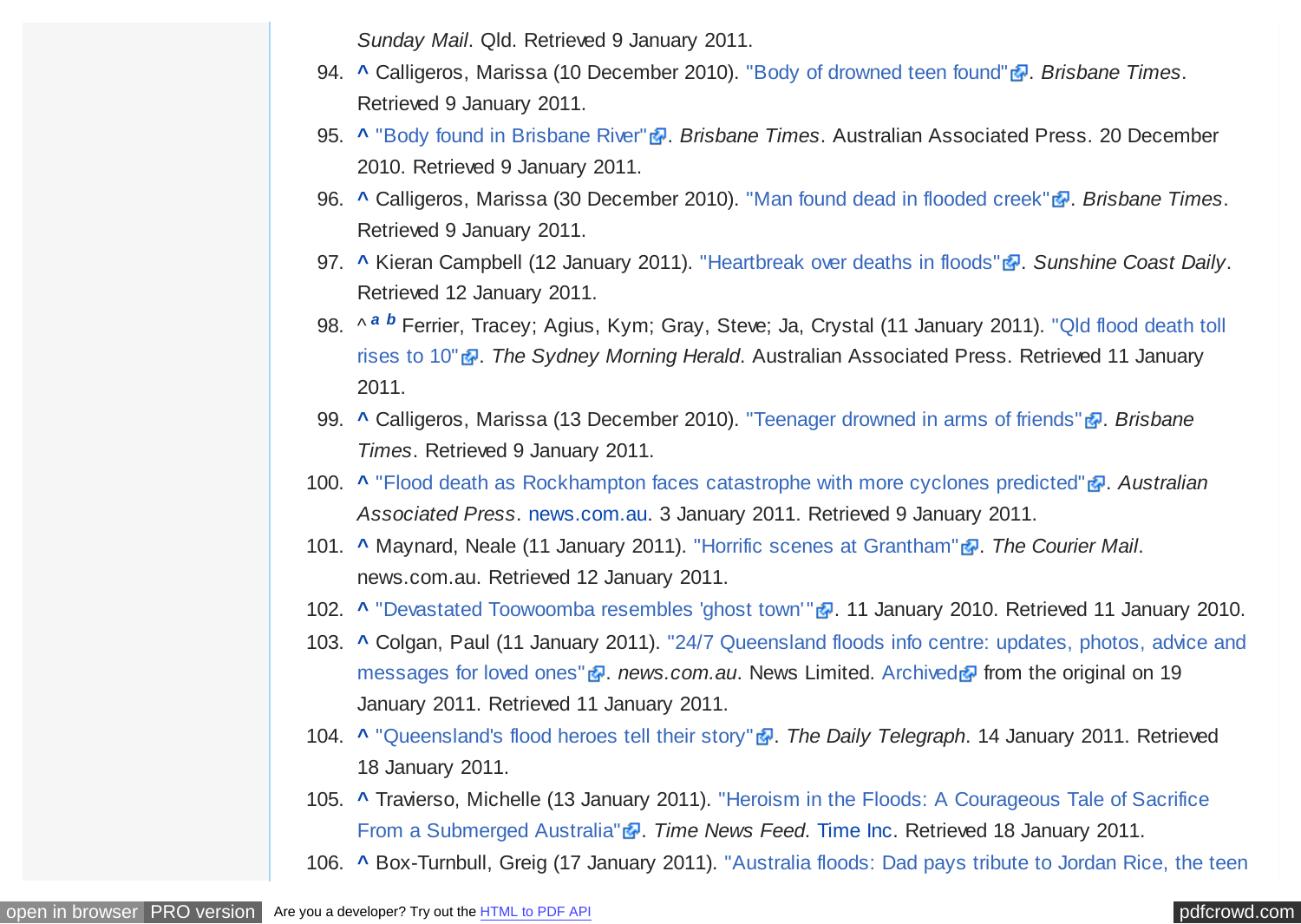*Sunday Mail*. Qld. Retrieved 9 January 2011.

94. ^ Calligeros, Marissa (10 December 2010). "Body of drowned teen found". *Brisbane Times*. Retrieved 9 January 2011.
95. ^ "Body found in Brisbane River". *Brisbane Times*. Australian Associated Press. 20 December 2010. Retrieved 9 January 2011.
96. ^ Calligeros, Marissa (30 December 2010). "Man found dead in flooded creek". *Brisbane Times*. Retrieved 9 January 2011.
97. ^ Kieran Campbell (12 January 2011). "Heartbreak over deaths in floods". *Sunshine Coast Daily*. Retrieved 12 January 2011.
98. ^ *a* *b* Ferrier, Tracey; Agius, Kym; Gray, Steve; Ja, Crystal (11 January 2011). "Qld flood death toll rises to 10". *The Sydney Morning Herald*. Australian Associated Press. Retrieved 11 January 2011.
99. ^ Calligeros, Marissa (13 December 2010). "Teenager drowned in arms of friends". *Brisbane Times*. Retrieved 9 January 2011.
100. ^ "Flood death as Rockhampton faces catastrophe with more cyclones predicted". *Australian Associated Press*. news.com.au. 3 January 2011. Retrieved 9 January 2011.
101. ^ Maynard, Neale (11 January 2011). "Horrific scenes at Grantham". *The Courier Mail*. news.com.au. Retrieved 12 January 2011.
102. ^ "Devastated Toowoomba resembles 'ghost town'". 11 January 2010. Retrieved 11 January 2010.
103. ^ Colgan, Paul (11 January 2011). "24/7 Queensland floods info centre: updates, photos, advice and messages for loved ones". *news.com.au*. News Limited. Archived from the original on 19 January 2011. Retrieved 11 January 2011.
104. ^ "Queensland's flood heroes tell their story". *The Daily Telegraph*. 14 January 2011. Retrieved 18 January 2011.
105. ^ Travierso, Michelle (13 January 2011). "Heroism in the Floods: A Courageous Tale of Sacrifice From a Submerged Australia". *Time News Feed*. Time Inc. Retrieved 18 January 2011.
106. ^ Box-Turnbull, Greig (17 January 2011). "Australia floods: Dad pays tribute to Jordan Rice, the teen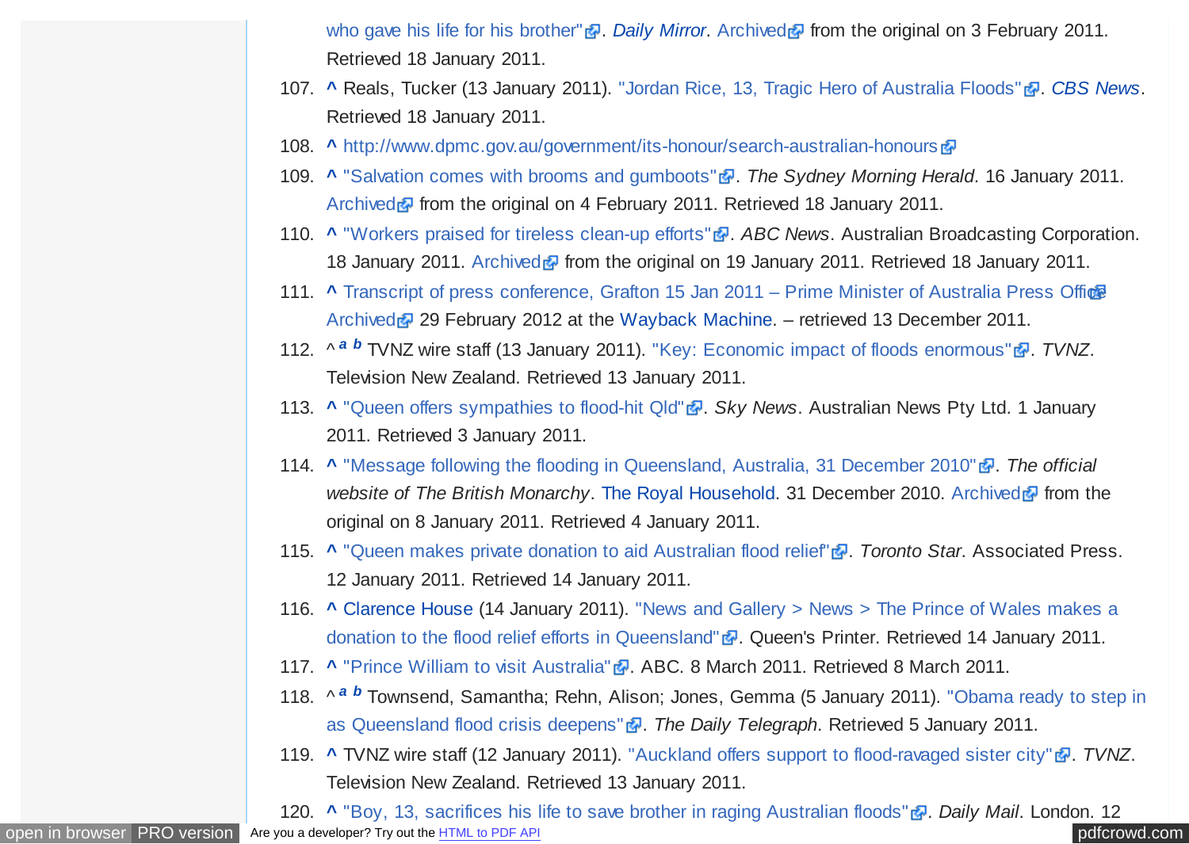who gave his life for his brother". *Daily Mirror*. Archived from the original on 3 February 2011. Retrieved 18 January 2011.

107. ^ Reals, Tucker (13 January 2011). "Jordan Rice, 13, Tragic Hero of Australia Floods". *CBS News*. Retrieved 18 January 2011.
108. ^ http://www.dpmc.gov.au/government/its-honour/search-australian-honours
109. ^ "Salvation comes with brooms and gumboots". *The Sydney Morning Herald*. 16 January 2011. Archived from the original on 4 February 2011. Retrieved 18 January 2011.
110. ^ "Workers praised for tireless clean-up efforts". *ABC News*. Australian Broadcasting Corporation. 18 January 2011. Archived from the original on 19 January 2011. Retrieved 18 January 2011.
111. ^ Transcript of press conference, Grafton 15 Jan 2011 – Prime Minister of Australia Press Office Archived 29 February 2012 at the Wayback Machine. – retrieved 13 December 2011.
112. ^ *a* *b* TVNZ wire staff (13 January 2011). "Key: Economic impact of floods enormous". *TVNZ*. Television New Zealand. Retrieved 13 January 2011.
113. ^ "Queen offers sympathies to flood-hit Qld". *Sky News*. Australian News Pty Ltd. 1 January 2011. Retrieved 3 January 2011.
114. ^ "Message following the flooding in Queensland, Australia, 31 December 2010". *The official website of The British Monarchy*. The Royal Household. 31 December 2010. Archived from the original on 8 January 2011. Retrieved 4 January 2011.
115. ^ "Queen makes private donation to aid Australian flood relief". *Toronto Star*. Associated Press. 12 January 2011. Retrieved 14 January 2011.
116. ^ Clarence House (14 January 2011). "News and Gallery > News > The Prince of Wales makes a donation to the flood relief efforts in Queensland". Queen's Printer. Retrieved 14 January 2011.
117. ^ "Prince William to visit Australia". ABC. 8 March 2011. Retrieved 8 March 2011.
118. ^ *a* *b* Townsend, Samantha; Rehn, Alison; Jones, Gemma (5 January 2011). "Obama ready to step in as Queensland flood crisis deepens". *The Daily Telegraph*. Retrieved 5 January 2011.
119. ^ TVNZ wire staff (12 January 2011). "Auckland offers support to flood-ravaged sister city". *TVNZ*. Television New Zealand. Retrieved 13 January 2011.
120. ^ "Boy, 13, sacrifices his life to save brother in raging Australian floods". *Daily Mail*. London. 12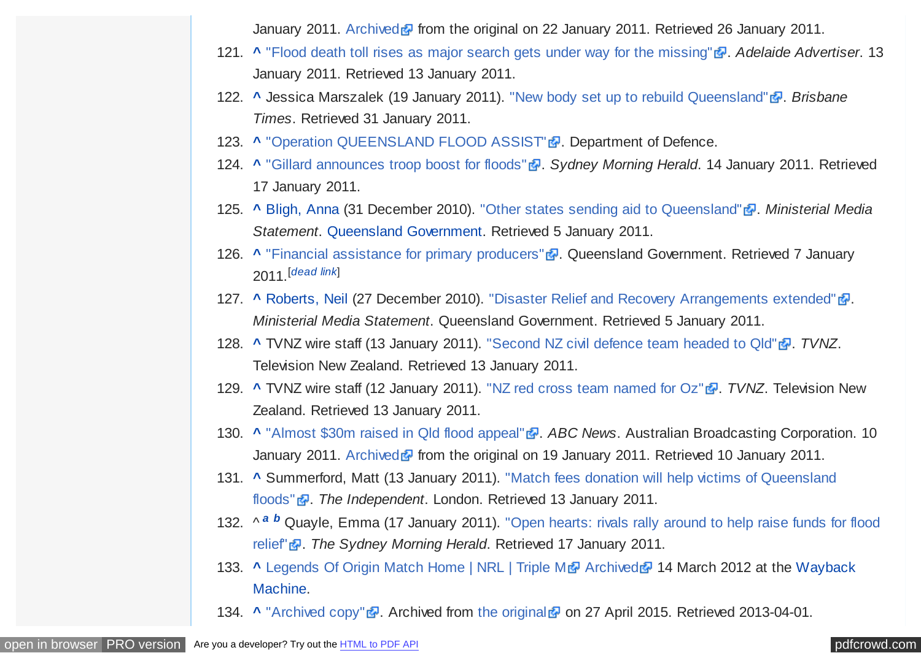January 2011. Archived from the original on 22 January 2011. Retrieved 26 January 2011.

121. ^ "Flood death toll rises as major search gets under way for the missing". *Adelaide Advertiser*. 13 January 2011. Retrieved 13 January 2011.
122. ^ Jessica Marszalek (19 January 2011). "New body set up to rebuild Queensland". *Brisbane Times*. Retrieved 31 January 2011.
123. ^ "Operation QUEENSLAND FLOOD ASSIST". Department of Defence.
124. ^ "Gillard announces troop boost for floods". *Sydney Morning Herald*. 14 January 2011. Retrieved 17 January 2011.
125. ^ Bligh, Anna (31 December 2010). "Other states sending aid to Queensland". *Ministerial Media Statement*. Queensland Government. Retrieved 5 January 2011.
126. ^ "Financial assistance for primary producers". Queensland Government. Retrieved 7 January 2011.[*dead link*]
127. ^ Roberts, Neil (27 December 2010). "Disaster Relief and Recovery Arrangements extended". *Ministerial Media Statement*. Queensland Government. Retrieved 5 January 2011.
128. ^ TVNZ wire staff (13 January 2011). "Second NZ civil defence team headed to Qld". *TVNZ*. Television New Zealand. Retrieved 13 January 2011.
129. ^ TVNZ wire staff (12 January 2011). "NZ red cross team named for Oz". *TVNZ*. Television New Zealand. Retrieved 13 January 2011.
130. ^ "Almost $30m raised in Qld flood appeal". *ABC News*. Australian Broadcasting Corporation. 10 January 2011. Archived from the original on 19 January 2011. Retrieved 10 January 2011.
131. ^ Summerford, Matt (13 January 2011). "Match fees donation will help victims of Queensland floods". *The Independent*. London. Retrieved 13 January 2011.
132. ^ [a] [b] Quayle, Emma (17 January 2011). "Open hearts: rivals rally around to help raise funds for flood relief". *The Sydney Morning Herald*. Retrieved 17 January 2011.
133. ^ Legends Of Origin Match Home | NRL | Triple M Archived 14 March 2012 at the Wayback Machine.
134. ^ "Archived copy". Archived from the original on 27 April 2015. Retrieved 2013-04-01.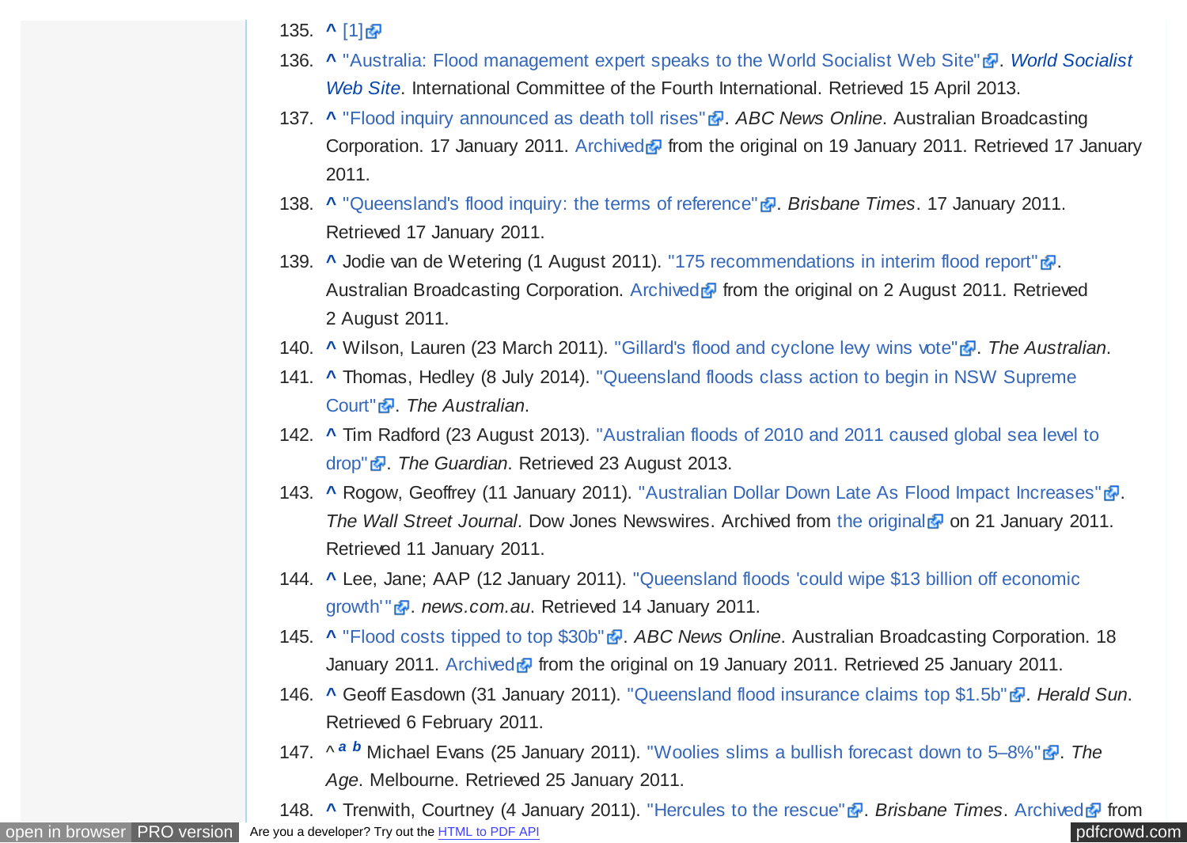135. ^ [1]
136. ^ "Australia: Flood management expert speaks to the World Socialist Web Site". *World Socialist Web Site*. International Committee of the Fourth International. Retrieved 15 April 2013.
137. ^ "Flood inquiry announced as death toll rises". *ABC News Online*. Australian Broadcasting Corporation. 17 January 2011. Archived from the original on 19 January 2011. Retrieved 17 January 2011.
138. ^ "Queensland's flood inquiry: the terms of reference". *Brisbane Times*. 17 January 2011. Retrieved 17 January 2011.
139. ^ Jodie van de Wetering (1 August 2011). "175 recommendations in interim flood report". Australian Broadcasting Corporation. Archived from the original on 2 August 2011. Retrieved 2 August 2011.
140. ^ Wilson, Lauren (23 March 2011). "Gillard's flood and cyclone levy wins vote". *The Australian*.
141. ^ Thomas, Hedley (8 July 2014). "Queensland floods class action to begin in NSW Supreme Court". *The Australian*.
142. ^ Tim Radford (23 August 2013). "Australian floods of 2010 and 2011 caused global sea level to drop". *The Guardian*. Retrieved 23 August 2013.
143. ^ Rogow, Geoffrey (11 January 2011). "Australian Dollar Down Late As Flood Impact Increases". *The Wall Street Journal*. Dow Jones Newswires. Archived from the original on 21 January 2011. Retrieved 11 January 2011.
144. ^ Lee, Jane; AAP (12 January 2011). "Queensland floods 'could wipe $13 billion off economic growth'". *news.com.au*. Retrieved 14 January 2011.
145. ^ "Flood costs tipped to top $30b". *ABC News Online*. Australian Broadcasting Corporation. 18 January 2011. Archived from the original on 19 January 2011. Retrieved 25 January 2011.
146. ^ Geoff Easdown (31 January 2011). "Queensland flood insurance claims top $1.5b". *Herald Sun*. Retrieved 6 February 2011.
147. ^ *a* *b* Michael Evans (25 January 2011). "Woolies slims a bullish forecast down to 5–8%". *The Age*. Melbourne. Retrieved 25 January 2011.
148. ^ Trenwith, Courtney (4 January 2011). "Hercules to the rescue". *Brisbane Times*. Archived from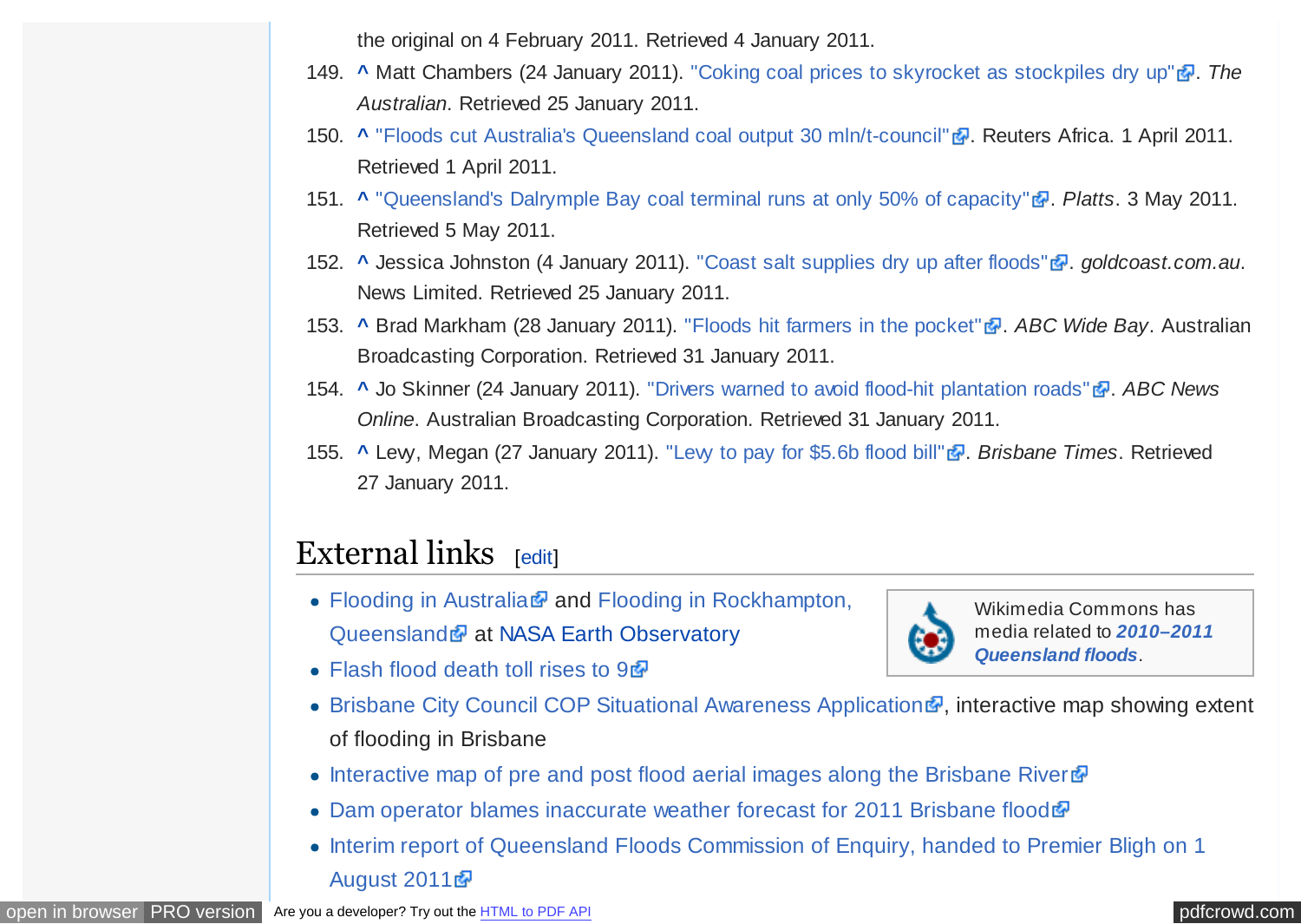the original on 4 February 2011. Retrieved 4 January 2011.

149. ^ Matt Chambers (24 January 2011). "Coking coal prices to skyrocket as stockpiles dry up". *The Australian*. Retrieved 25 January 2011.
150. ^ "Floods cut Australia's Queensland coal output 30 mln/t-council". Reuters Africa. 1 April 2011. Retrieved 1 April 2011.
151. ^ "Queensland's Dalrymple Bay coal terminal runs at only 50% of capacity". *Platts*. 3 May 2011. Retrieved 5 May 2011.
152. ^ Jessica Johnston (4 January 2011). "Coast salt supplies dry up after floods". *goldcoast.com.au*. News Limited. Retrieved 25 January 2011.
153. ^ Brad Markham (28 January 2011). "Floods hit farmers in the pocket". *ABC Wide Bay*. Australian Broadcasting Corporation. Retrieved 31 January 2011.
154. ^ Jo Skinner (24 January 2011). "Drivers warned to avoid flood-hit plantation roads". *ABC News Online*. Australian Broadcasting Corporation. Retrieved 31 January 2011.
155. ^ Levy, Megan (27 January 2011). "Levy to pay for $5.6b flood bill". *Brisbane Times*. Retrieved 27 January 2011.

## External links [edit]

Wikimedia Commons has media related to ***2010–2011 Queensland floods***.

- Flooding in Australia and Flooding in Rockhampton, Queensland at NASA Earth Observatory
- Flash flood death toll rises to 9
- Brisbane City Council COP Situational Awareness Application, interactive map showing extent of flooding in Brisbane
- Interactive map of pre and post flood aerial images along the Brisbane River
- Dam operator blames inaccurate weather forecast for 2011 Brisbane flood
- Interim report of Queensland Floods Commission of Enquiry, handed to Premier Bligh on 1 August 2011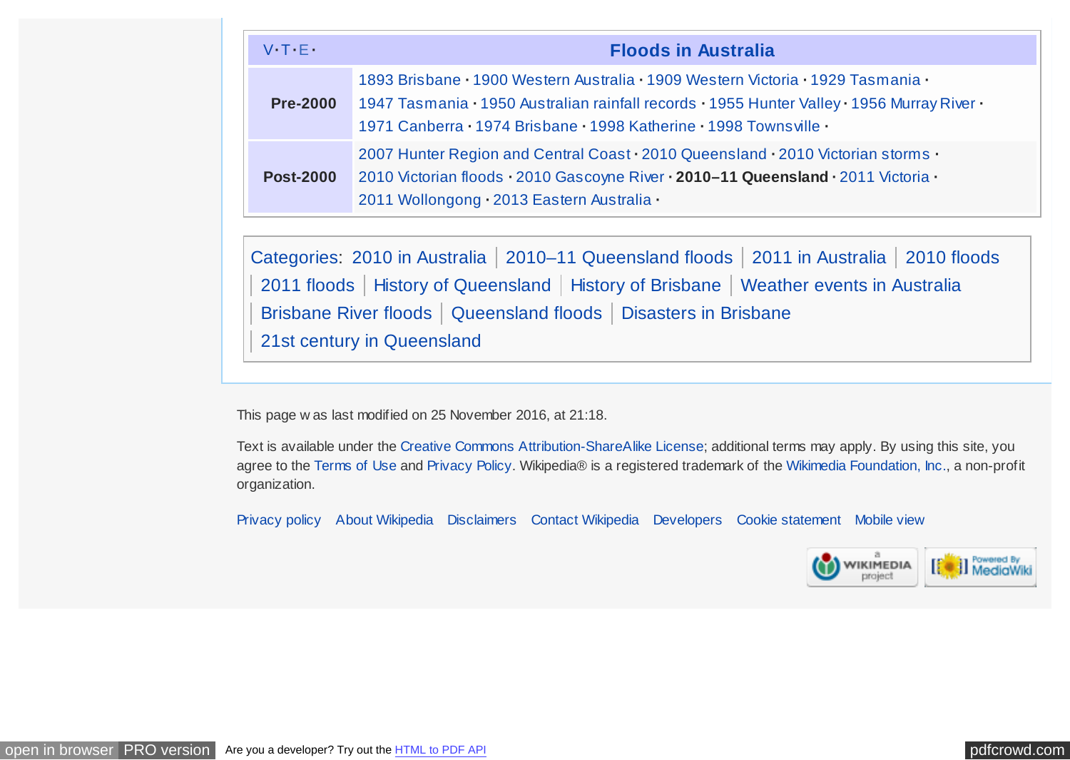| V·T·E· | Floods in Australia |
| --- | --- |
| Pre-2000 | 1893 Brisbane · 1900 Western Australia · 1909 Western Victoria · 1929 Tasmania · 1947 Tasmania · 1950 Australian rainfall records · 1955 Hunter Valley · 1956 Murray River · 1971 Canberra · 1974 Brisbane · 1998 Katherine · 1998 Townsville · |
| Post-2000 | 2007 Hunter Region and Central Coast · 2010 Queensland · 2010 Victorian storms · 2010 Victorian floods · 2010 Gascoyne River · **2010–11 Queensland** · 2011 Victoria · 2011 Wollongong · 2013 Eastern Australia · |

Categories: 2010 in Australia | 2010–11 Queensland floods | 2011 in Australia | 2010 floods | 2011 floods | History of Queensland | History of Brisbane | Weather events in Australia | Brisbane River floods | Queensland floods | Disasters in Brisbane | 21st century in Queensland

This page was last modified on 25 November 2016, at 21:18.

Text is available under the Creative Commons Attribution-ShareAlike License; additional terms may apply. By using this site, you agree to the Terms of Use and Privacy Policy. Wikipedia® is a registered trademark of the Wikimedia Foundation, Inc., a non-profit organization.

Privacy policy About Wikipedia Disclaimers Contact Wikipedia Developers Cookie statement Mobile view